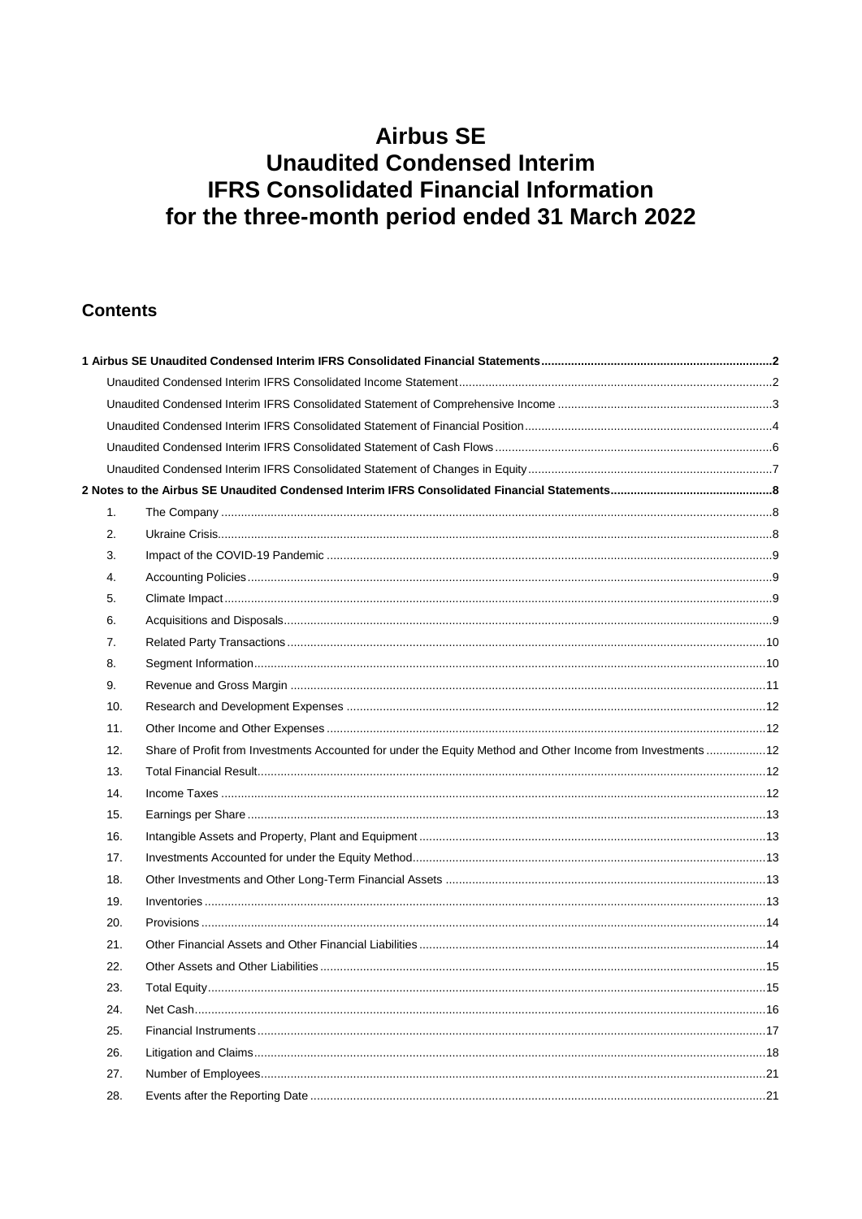# Airbus SE
# Unaudited Condensed Interim
# IFRS Consolidated Financial Information
# for the three-month period ended 31 March 2022

## Contents

| | | |
|---|---|---|
| **1 Airbus SE Unaudited Condensed Interim IFRS Consolidated Financial Statements** | | **2** |
| Unaudited Condensed Interim IFRS Consolidated Income Statement | | 2 |
| Unaudited Condensed Interim IFRS Consolidated Statement of Comprehensive Income | | 3 |
| Unaudited Condensed Interim IFRS Consolidated Statement of Financial Position | | 4 |
| Unaudited Condensed Interim IFRS Consolidated Statement of Cash Flows | | 6 |
| Unaudited Condensed Interim IFRS Consolidated Statement of Changes in Equity | | 7 |
| **2 Notes to the Airbus SE Unaudited Condensed Interim IFRS Consolidated Financial Statements** | | **8** |
| 1. | The Company | 8 |
| 2. | Ukraine Crisis | 8 |
| 3. | Impact of the COVID-19 Pandemic | 9 |
| 4. | Accounting Policies | 9 |
| 5. | Climate Impact | 9 |
| 6. | Acquisitions and Disposals | 9 |
| 7. | Related Party Transactions | 10 |
| 8. | Segment Information | 10 |
| 9. | Revenue and Gross Margin | 11 |
| 10. | Research and Development Expenses | 12 |
| 11. | Other Income and Other Expenses | 12 |
| 12. | Share of Profit from Investments Accounted for under the Equity Method and Other Income from Investments | 12 |
| 13. | Total Financial Result | 12 |
| 14. | Income Taxes | 12 |
| 15. | Earnings per Share | 13 |
| 16. | Intangible Assets and Property, Plant and Equipment | 13 |
| 17. | Investments Accounted for under the Equity Method | 13 |
| 18. | Other Investments and Other Long-Term Financial Assets | 13 |
| 19. | Inventories | 13 |
| 20. | Provisions | 14 |
| 21. | Other Financial Assets and Other Financial Liabilities | 14 |
| 22. | Other Assets and Other Liabilities | 15 |
| 23. | Total Equity | 15 |
| 24. | Net Cash | 16 |
| 25. | Financial Instruments | 17 |
| 26. | Litigation and Claims | 18 |
| 27. | Number of Employees | 21 |
| 28. | Events after the Reporting Date | 21 |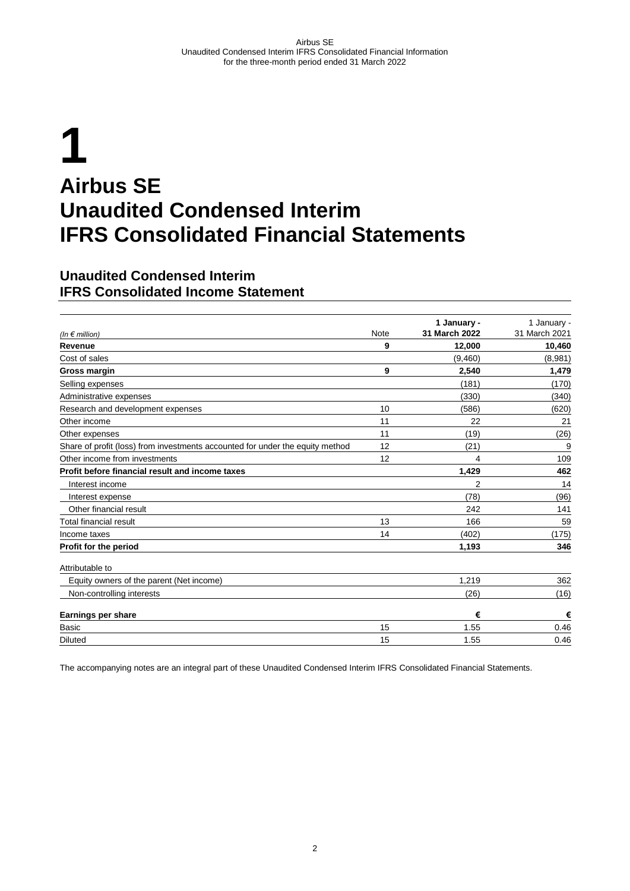# 1

# Airbus SE
# Unaudited Condensed Interim
# IFRS Consolidated Financial Statements

## Unaudited Condensed Interim
## IFRS Consolidated Income Statement

| *(In € million)* | Note | **1 January - 31 March 2022** | 1 January - 31 March 2021 |
|---|---|---|---|
| **Revenue** | **9** | **12,000** | **10,460** |
| Cost of sales | | (9,460) | (8,981) |
| **Gross margin** | **9** | **2,540** | **1,479** |
| Selling expenses | | (181) | (170) |
| Administrative expenses | | (330) | (340) |
| Research and development expenses | 10 | (586) | (620) |
| Other income | 11 | 22 | 21 |
| Other expenses | 11 | (19) | (26) |
| Share of profit (loss) from investments accounted for under the equity method | 12 | (21) | 9 |
| Other income from investments | 12 | 4 | 109 |
| **Profit before financial result and income taxes** | | **1,429** | **462** |
| Interest income | | 2 | 14 |
| Interest expense | | (78) | (96) |
| Other financial result | | 242 | 141 |
| Total financial result | 13 | 166 | 59 |
| Income taxes | 14 | (402) | (175) |
| **Profit for the period** | | **1,193** | **346** |
| Attributable to | | | |
| Equity owners of the parent (Net income) | | 1,219 | 362 |
| Non-controlling interests | | (26) | (16) |
| **Earnings per share** | | **€** | **€** |
| Basic | 15 | 1.55 | 0.46 |
| Diluted | 15 | 1.55 | 0.46 |

The accompanying notes are an integral part of these Unaudited Condensed Interim IFRS Consolidated Financial Statements.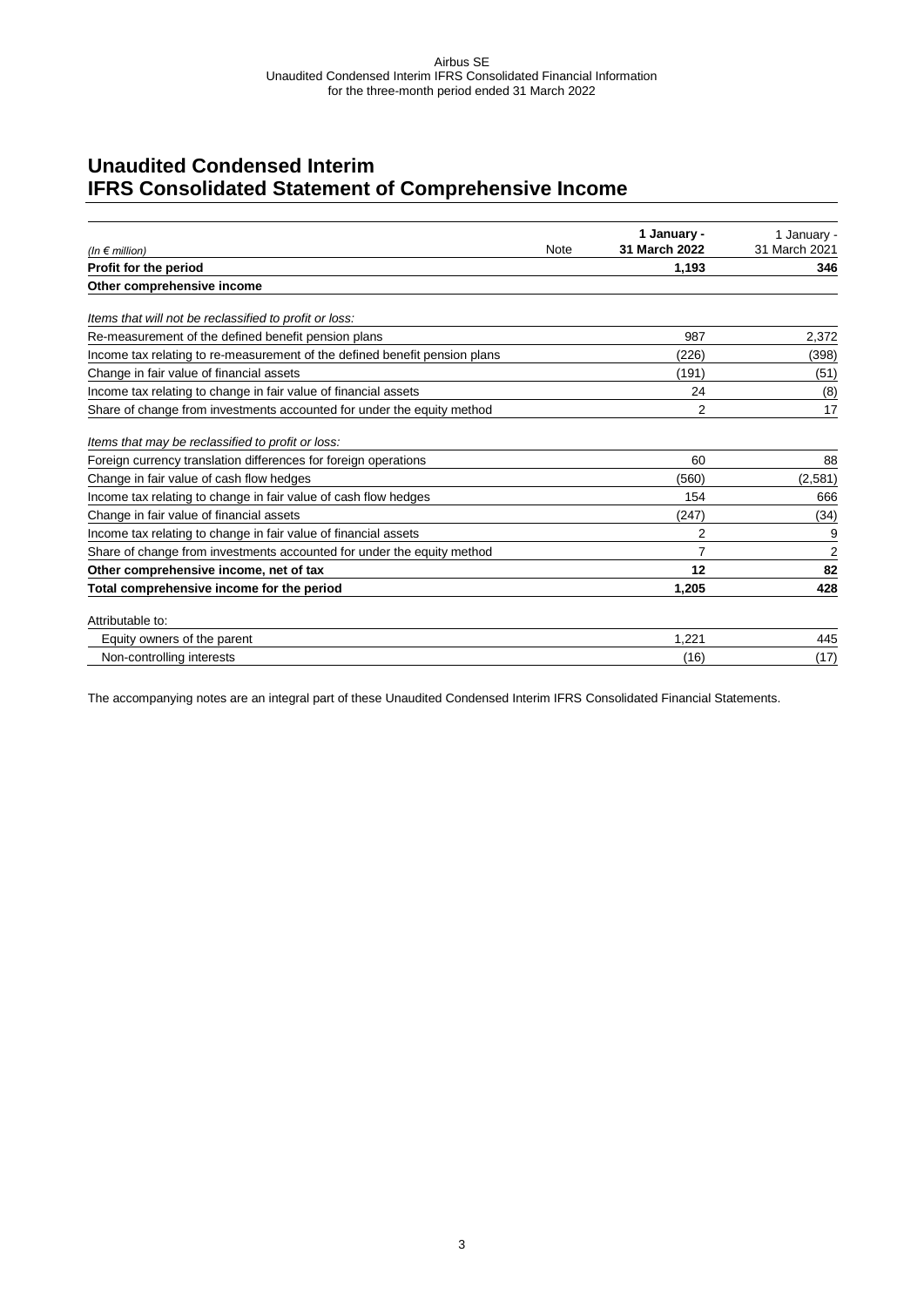# Unaudited Condensed Interim IFRS Consolidated Statement of Comprehensive Income

| *(In € million)* | Note | **1 January - 31 March 2022** | 1 January - 31 March 2021 |
|---|---|---|---|
| **Profit for the period** | | **1,193** | **346** |
| **Other comprehensive income** | | | |
| *Items that will not be reclassified to profit or loss:* | | | |
| Re-measurement of the defined benefit pension plans | | 987 | 2,372 |
| Income tax relating to re-measurement of the defined benefit pension plans | | (226) | (398) |
| Change in fair value of financial assets | | (191) | (51) |
| Income tax relating to change in fair value of financial assets | | 24 | (8) |
| Share of change from investments accounted for under the equity method | | 2 | 17 |
| *Items that may be reclassified to profit or loss:* | | | |
| Foreign currency translation differences for foreign operations | | 60 | 88 |
| Change in fair value of cash flow hedges | | (560) | (2,581) |
| Income tax relating to change in fair value of cash flow hedges | | 154 | 666 |
| Change in fair value of financial assets | | (247) | (34) |
| Income tax relating to change in fair value of financial assets | | 2 | 9 |
| Share of change from investments accounted for under the equity method | | 7 | 2 |
| **Other comprehensive income, net of tax** | | **12** | **82** |
| **Total comprehensive income for the period** | | **1,205** | **428** |
| Attributable to: | | | |
| Equity owners of the parent | | 1,221 | 445 |
| Non-controlling interests | | (16) | (17) |

The accompanying notes are an integral part of these Unaudited Condensed Interim IFRS Consolidated Financial Statements.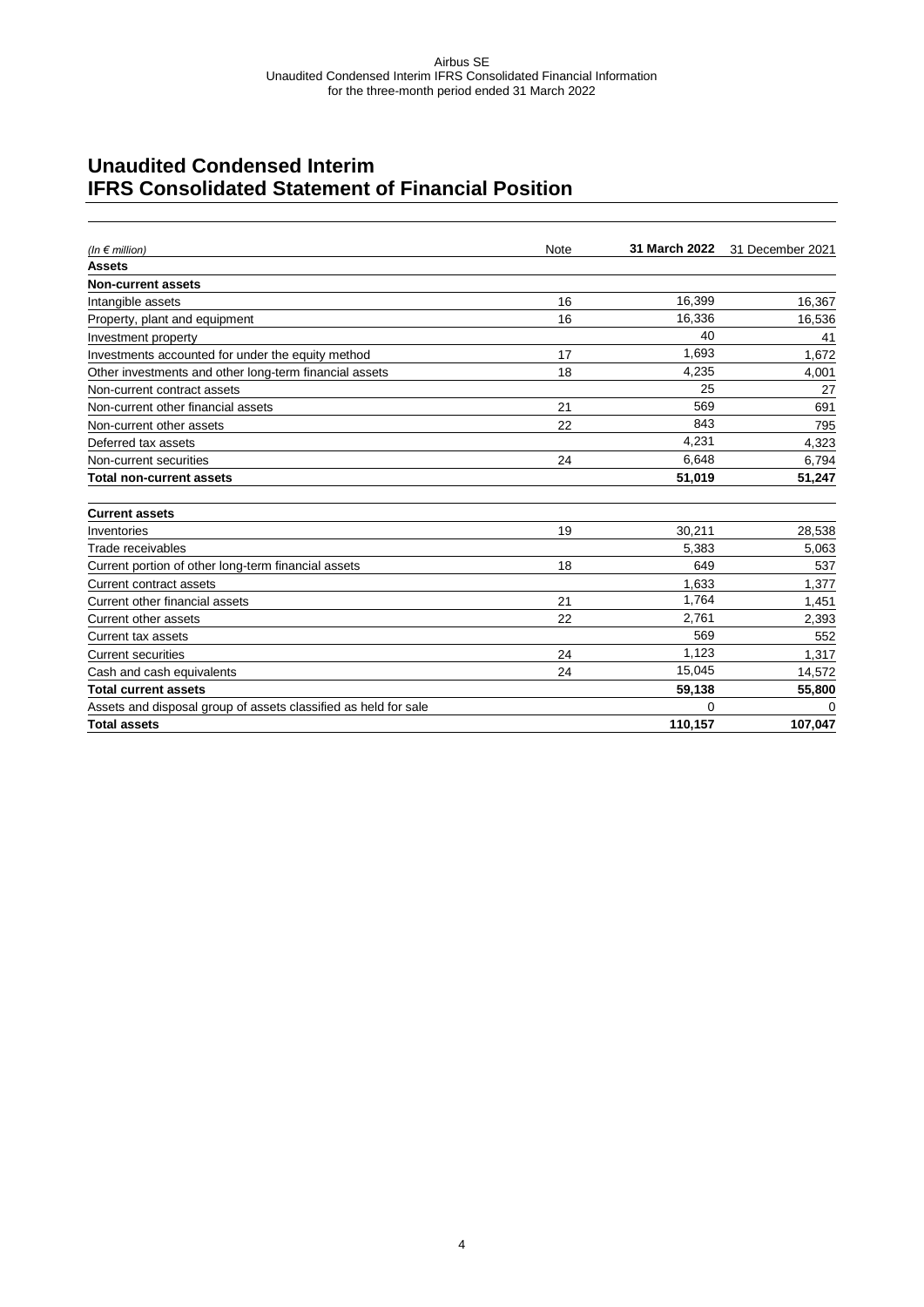# Unaudited Condensed Interim IFRS Consolidated Statement of Financial Position

| *(In € million)* | Note | **31 March 2022** | 31 December 2021 |
|---|---|---|---|
| **Assets** | | | |
| **Non-current assets** | | | |
| Intangible assets | 16 | 16,399 | 16,367 |
| Property, plant and equipment | 16 | 16,336 | 16,536 |
| Investment property | | 40 | 41 |
| Investments accounted for under the equity method | 17 | 1,693 | 1,672 |
| Other investments and other long-term financial assets | 18 | 4,235 | 4,001 |
| Non-current contract assets | | 25 | 27 |
| Non-current other financial assets | 21 | 569 | 691 |
| Non-current other assets | 22 | 843 | 795 |
| Deferred tax assets | | 4,231 | 4,323 |
| Non-current securities | 24 | 6,648 | 6,794 |
| **Total non-current assets** | | **51,019** | **51,247** |
| **Current assets** | | | |
| Inventories | 19 | 30,211 | 28,538 |
| Trade receivables | | 5,383 | 5,063 |
| Current portion of other long-term financial assets | 18 | 649 | 537 |
| Current contract assets | | 1,633 | 1,377 |
| Current other financial assets | 21 | 1,764 | 1,451 |
| Current other assets | 22 | 2,761 | 2,393 |
| Current tax assets | | 569 | 552 |
| Current securities | 24 | 1,123 | 1,317 |
| Cash and cash equivalents | 24 | 15,045 | 14,572 |
| **Total current assets** | | **59,138** | **55,800** |
| Assets and disposal group of assets classified as held for sale | | 0 | 0 |
| **Total assets** | | **110,157** | **107,047** |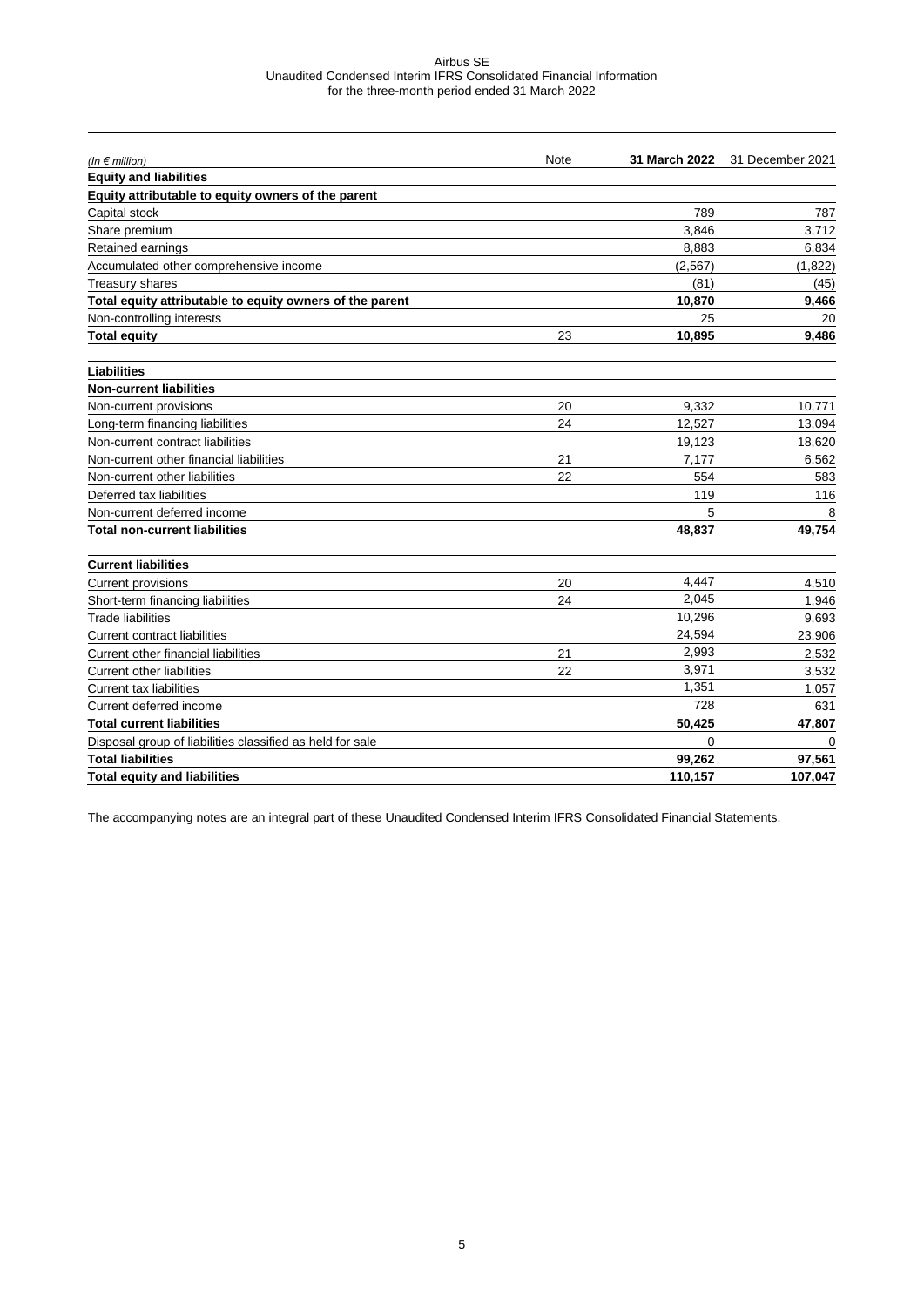Airbus SE
Unaudited Condensed Interim IFRS Consolidated Financial Information
for the three-month period ended 31 March 2022

| *(In € million)* | Note | **31 March 2022** | 31 December 2021 |
|---|---|---|---|
| **Equity and liabilities** | | | |
| **Equity attributable to equity owners of the parent** | | | |
| Capital stock | | 789 | 787 |
| Share premium | | 3,846 | 3,712 |
| Retained earnings | | 8,883 | 6,834 |
| Accumulated other comprehensive income | | (2,567) | (1,822) |
| Treasury shares | | (81) | (45) |
| **Total equity attributable to equity owners of the parent** | | **10,870** | **9,466** |
| Non-controlling interests | | 25 | 20 |
| **Total equity** | 23 | **10,895** | **9,486** |
| | | | |
| **Liabilities** | | | |
| **Non-current liabilities** | | | |
| Non-current provisions | 20 | 9,332 | 10,771 |
| Long-term financing liabilities | 24 | 12,527 | 13,094 |
| Non-current contract liabilities | | 19,123 | 18,620 |
| Non-current other financial liabilities | 21 | 7,177 | 6,562 |
| Non-current other liabilities | 22 | 554 | 583 |
| Deferred tax liabilities | | 119 | 116 |
| Non-current deferred income | | 5 | 8 |
| **Total non-current liabilities** | | **48,837** | **49,754** |
| | | | |
| **Current liabilities** | | | |
| Current provisions | 20 | 4,447 | 4,510 |
| Short-term financing liabilities | 24 | 2,045 | 1,946 |
| Trade liabilities | | 10,296 | 9,693 |
| Current contract liabilities | | 24,594 | 23,906 |
| Current other financial liabilities | 21 | 2,993 | 2,532 |
| Current other liabilities | 22 | 3,971 | 3,532 |
| Current tax liabilities | | 1,351 | 1,057 |
| Current deferred income | | 728 | 631 |
| **Total current liabilities** | | **50,425** | **47,807** |
| Disposal group of liabilities classified as held for sale | | 0 | 0 |
| **Total liabilities** | | **99,262** | **97,561** |
| **Total equity and liabilities** | | **110,157** | **107,047** |

The accompanying notes are an integral part of these Unaudited Condensed Interim IFRS Consolidated Financial Statements.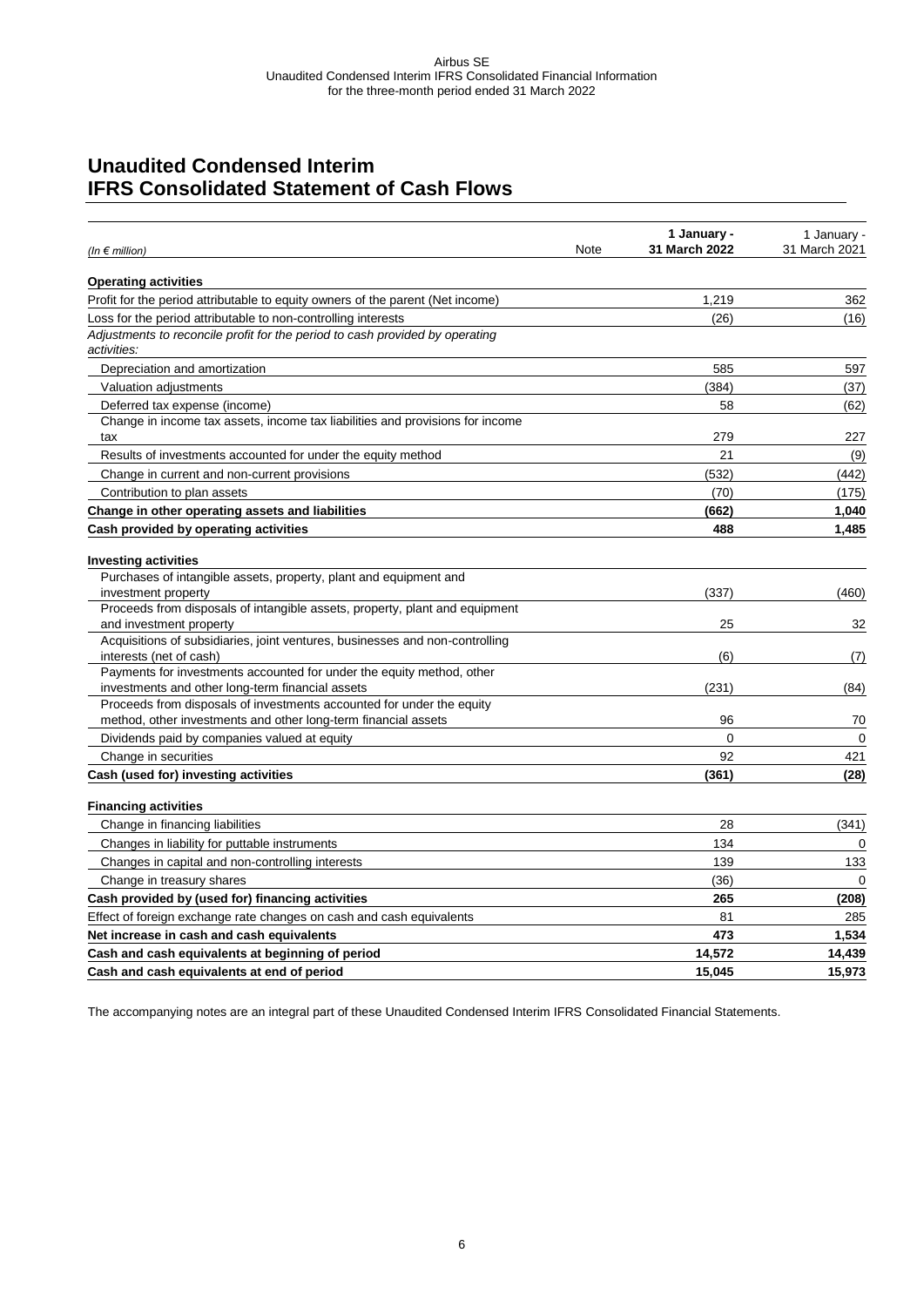# Unaudited Condensed Interim IFRS Consolidated Statement of Cash Flows

| *(In € million)* | Note | **1 January - 31 March 2022** | 1 January - 31 March 2021 |
|---|---|---|---|
| **Operating activities** | | | |
| Profit for the period attributable to equity owners of the parent (Net income) | | 1,219 | 362 |
| Loss for the period attributable to non-controlling interests | | (26) | (16) |
| *Adjustments to reconcile profit for the period to cash provided by operating activities:* | | | |
| Depreciation and amortization | | 585 | 597 |
| Valuation adjustments | | (384) | (37) |
| Deferred tax expense (income) | | 58 | (62) |
| Change in income tax assets, income tax liabilities and provisions for income tax | | 279 | 227 |
| Results of investments accounted for under the equity method | | 21 | (9) |
| Change in current and non-current provisions | | (532) | (442) |
| Contribution to plan assets | | (70) | (175) |
| **Change in other operating assets and liabilities** | | **(662)** | **1,040** |
| **Cash provided by operating activities** | | **488** | **1,485** |
| **Investing activities** | | | |
| Purchases of intangible assets, property, plant and equipment and investment property | | (337) | (460) |
| Proceeds from disposals of intangible assets, property, plant and equipment and investment property | | 25 | 32 |
| Acquisitions of subsidiaries, joint ventures, businesses and non-controlling interests (net of cash) | | (6) | (7) |
| Payments for investments accounted for under the equity method, other investments and other long-term financial assets | | (231) | (84) |
| Proceeds from disposals of investments accounted for under the equity method, other investments and other long-term financial assets | | 96 | 70 |
| Dividends paid by companies valued at equity | | 0 | 0 |
| Change in securities | | 92 | 421 |
| **Cash (used for) investing activities** | | **(361)** | **(28)** |
| **Financing activities** | | | |
| Change in financing liabilities | | 28 | (341) |
| Changes in liability for puttable instruments | | 134 | 0 |
| Changes in capital and non-controlling interests | | 139 | 133 |
| Change in treasury shares | | (36) | 0 |
| **Cash provided by (used for) financing activities** | | **265** | **(208)** |
| Effect of foreign exchange rate changes on cash and cash equivalents | | 81 | 285 |
| **Net increase in cash and cash equivalents** | | **473** | **1,534** |
| **Cash and cash equivalents at beginning of period** | | **14,572** | **14,439** |
| **Cash and cash equivalents at end of period** | | **15,045** | **15,973** |

The accompanying notes are an integral part of these Unaudited Condensed Interim IFRS Consolidated Financial Statements.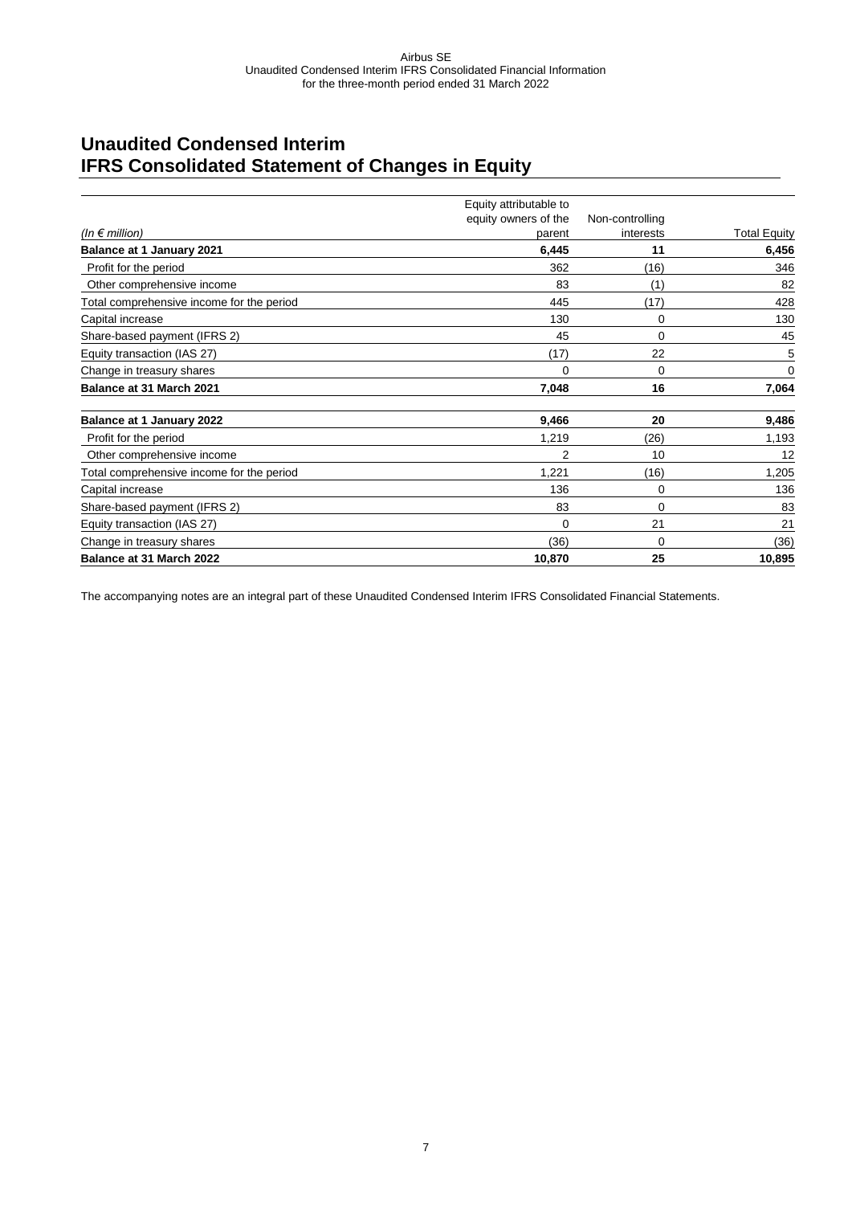# Unaudited Condensed Interim IFRS Consolidated Statement of Changes in Equity

| *(In € million)* | Equity attributable to equity owners of the parent | Non-controlling interests | Total Equity |
|---|---|---|---|
| **Balance at 1 January 2021** | **6,445** | **11** | **6,456** |
| Profit for the period | 362 | (16) | 346 |
| Other comprehensive income | 83 | (1) | 82 |
| Total comprehensive income for the period | 445 | (17) | 428 |
| Capital increase | 130 | 0 | 130 |
| Share-based payment (IFRS 2) | 45 | 0 | 45 |
| Equity transaction (IAS 27) | (17) | 22 | 5 |
| Change in treasury shares | 0 | 0 | 0 |
| **Balance at 31 March 2021** | **7,048** | **16** | **7,064** |
| **Balance at 1 January 2022** | **9,466** | **20** | **9,486** |
| Profit for the period | 1,219 | (26) | 1,193 |
| Other comprehensive income | 2 | 10 | 12 |
| Total comprehensive income for the period | 1,221 | (16) | 1,205 |
| Capital increase | 136 | 0 | 136 |
| Share-based payment (IFRS 2) | 83 | 0 | 83 |
| Equity transaction (IAS 27) | 0 | 21 | 21 |
| Change in treasury shares | (36) | 0 | (36) |
| **Balance at 31 March 2022** | **10,870** | **25** | **10,895** |

The accompanying notes are an integral part of these Unaudited Condensed Interim IFRS Consolidated Financial Statements.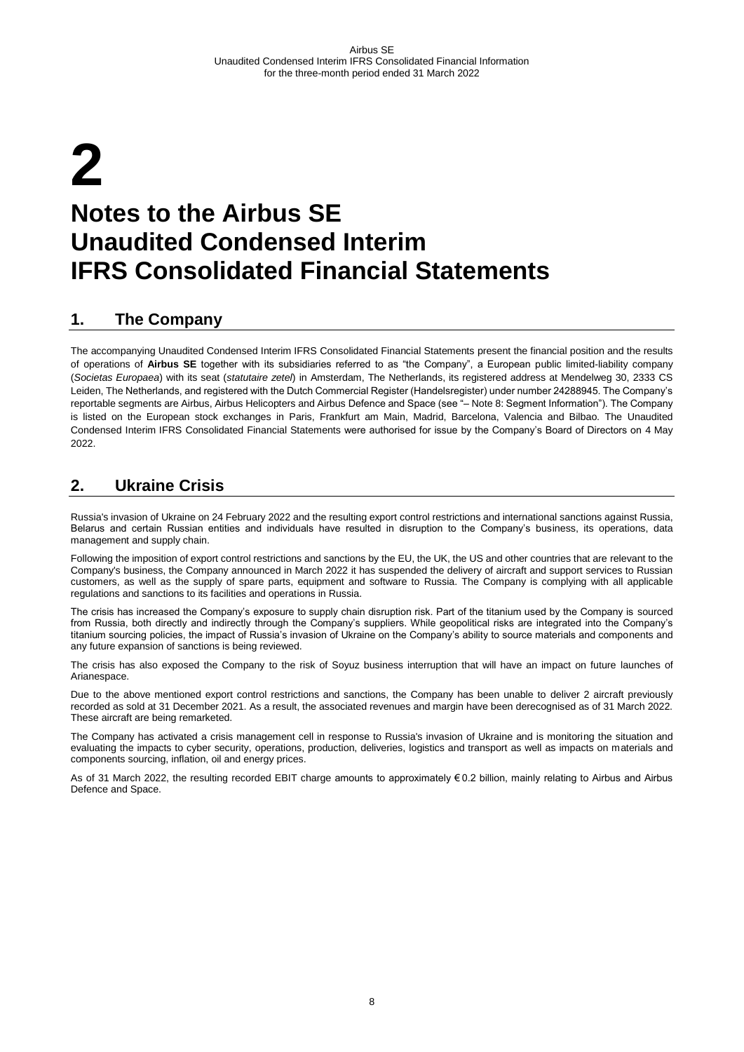# 2

# Notes to the Airbus SE Unaudited Condensed Interim IFRS Consolidated Financial Statements

## 1. The Company

The accompanying Unaudited Condensed Interim IFRS Consolidated Financial Statements present the financial position and the results of operations of **Airbus SE** together with its subsidiaries referred to as "the Company", a European public limited-liability company (*Societas Europaea*) with its seat (*statutaire zetel*) in Amsterdam, The Netherlands, its registered address at Mendelweg 30, 2333 CS Leiden, The Netherlands, and registered with the Dutch Commercial Register (Handelsregister) under number 24288945. The Company's reportable segments are Airbus, Airbus Helicopters and Airbus Defence and Space (see "– Note 8: Segment Information"). The Company is listed on the European stock exchanges in Paris, Frankfurt am Main, Madrid, Barcelona, Valencia and Bilbao. The Unaudited Condensed Interim IFRS Consolidated Financial Statements were authorised for issue by the Company's Board of Directors on 4 May 2022.

## 2. Ukraine Crisis

Russia's invasion of Ukraine on 24 February 2022 and the resulting export control restrictions and international sanctions against Russia, Belarus and certain Russian entities and individuals have resulted in disruption to the Company's business, its operations, data management and supply chain.

Following the imposition of export control restrictions and sanctions by the EU, the UK, the US and other countries that are relevant to the Company's business, the Company announced in March 2022 it has suspended the delivery of aircraft and support services to Russian customers, as well as the supply of spare parts, equipment and software to Russia. The Company is complying with all applicable regulations and sanctions to its facilities and operations in Russia.

The crisis has increased the Company's exposure to supply chain disruption risk. Part of the titanium used by the Company is sourced from Russia, both directly and indirectly through the Company's suppliers. While geopolitical risks are integrated into the Company's titanium sourcing policies, the impact of Russia's invasion of Ukraine on the Company's ability to source materials and components and any future expansion of sanctions is being reviewed.

The crisis has also exposed the Company to the risk of Soyuz business interruption that will have an impact on future launches of Arianespace.

Due to the above mentioned export control restrictions and sanctions, the Company has been unable to deliver 2 aircraft previously recorded as sold at 31 December 2021. As a result, the associated revenues and margin have been derecognised as of 31 March 2022. These aircraft are being remarketed.

The Company has activated a crisis management cell in response to Russia's invasion of Ukraine and is monitoring the situation and evaluating the impacts to cyber security, operations, production, deliveries, logistics and transport as well as impacts on materials and components sourcing, inflation, oil and energy prices.

As of 31 March 2022, the resulting recorded EBIT charge amounts to approximately € 0.2 billion, mainly relating to Airbus and Airbus Defence and Space.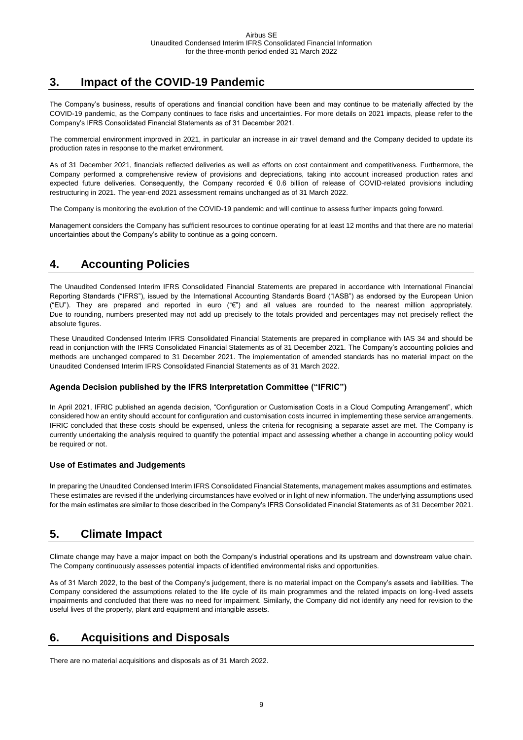## 3. Impact of the COVID-19 Pandemic

The Company's business, results of operations and financial condition have been and may continue to be materially affected by the COVID-19 pandemic, as the Company continues to face risks and uncertainties. For more details on 2021 impacts, please refer to the Company's IFRS Consolidated Financial Statements as of 31 December 2021.

The commercial environment improved in 2021, in particular an increase in air travel demand and the Company decided to update its production rates in response to the market environment.

As of 31 December 2021, financials reflected deliveries as well as efforts on cost containment and competitiveness. Furthermore, the Company performed a comprehensive review of provisions and depreciations, taking into account increased production rates and expected future deliveries. Consequently, the Company recorded € 0.6 billion of release of COVID-related provisions including restructuring in 2021. The year-end 2021 assessment remains unchanged as of 31 March 2022.

The Company is monitoring the evolution of the COVID-19 pandemic and will continue to assess further impacts going forward.

Management considers the Company has sufficient resources to continue operating for at least 12 months and that there are no material uncertainties about the Company's ability to continue as a going concern.

## 4. Accounting Policies

The Unaudited Condensed Interim IFRS Consolidated Financial Statements are prepared in accordance with International Financial Reporting Standards ("IFRS"), issued by the International Accounting Standards Board ("IASB") as endorsed by the European Union ("EU"). They are prepared and reported in euro ("€") and all values are rounded to the nearest million appropriately. Due to rounding, numbers presented may not add up precisely to the totals provided and percentages may not precisely reflect the absolute figures.

These Unaudited Condensed Interim IFRS Consolidated Financial Statements are prepared in compliance with IAS 34 and should be read in conjunction with the IFRS Consolidated Financial Statements as of 31 December 2021. The Company's accounting policies and methods are unchanged compared to 31 December 2021. The implementation of amended standards has no material impact on the Unaudited Condensed Interim IFRS Consolidated Financial Statements as of 31 March 2022.

### Agenda Decision published by the IFRS Interpretation Committee ("IFRIC")

In April 2021, IFRIC published an agenda decision, "Configuration or Customisation Costs in a Cloud Computing Arrangement", which considered how an entity should account for configuration and customisation costs incurred in implementing these service arrangements. IFRIC concluded that these costs should be expensed, unless the criteria for recognising a separate asset are met. The Company is currently undertaking the analysis required to quantify the potential impact and assessing whether a change in accounting policy would be required or not.

### Use of Estimates and Judgements

In preparing the Unaudited Condensed Interim IFRS Consolidated Financial Statements, management makes assumptions and estimates. These estimates are revised if the underlying circumstances have evolved or in light of new information. The underlying assumptions used for the main estimates are similar to those described in the Company's IFRS Consolidated Financial Statements as of 31 December 2021.

## 5. Climate Impact

Climate change may have a major impact on both the Company's industrial operations and its upstream and downstream value chain. The Company continuously assesses potential impacts of identified environmental risks and opportunities.

As of 31 March 2022, to the best of the Company's judgement, there is no material impact on the Company's assets and liabilities. The Company considered the assumptions related to the life cycle of its main programmes and the related impacts on long-lived assets impairments and concluded that there was no need for impairment. Similarly, the Company did not identify any need for revision to the useful lives of the property, plant and equipment and intangible assets.

## 6. Acquisitions and Disposals

There are no material acquisitions and disposals as of 31 March 2022.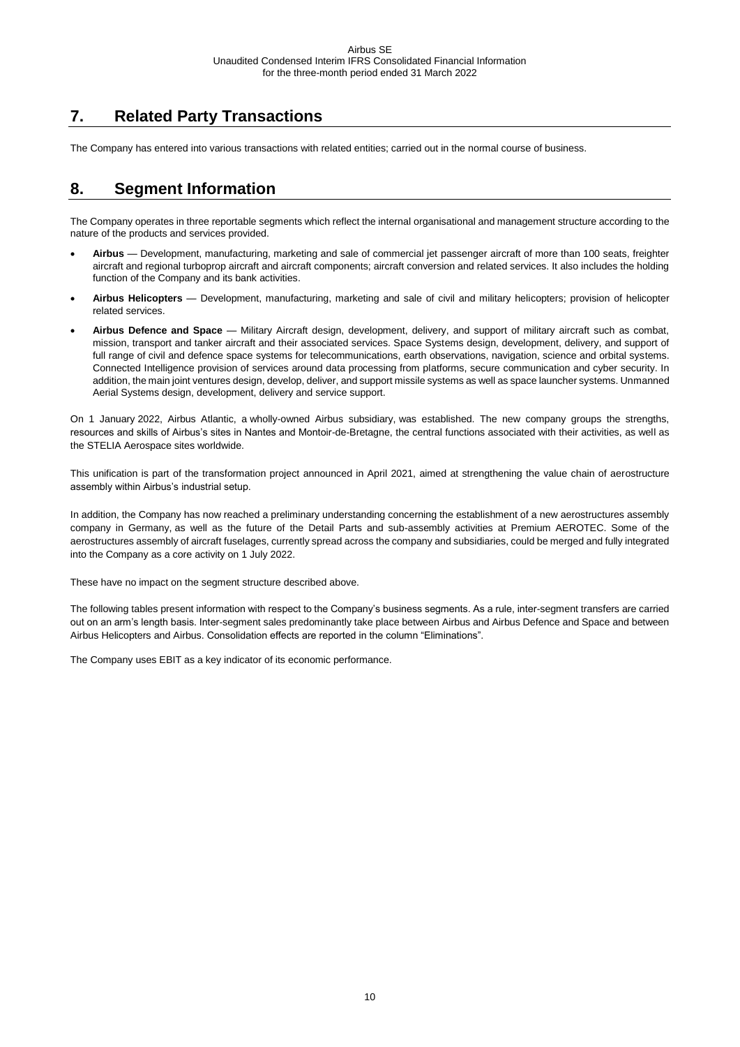## 7. Related Party Transactions

The Company has entered into various transactions with related entities; carried out in the normal course of business.

## 8. Segment Information

The Company operates in three reportable segments which reflect the internal organisational and management structure according to the nature of the products and services provided.

- **Airbus** — Development, manufacturing, marketing and sale of commercial jet passenger aircraft of more than 100 seats, freighter aircraft and regional turboprop aircraft and aircraft components; aircraft conversion and related services. It also includes the holding function of the Company and its bank activities.
- **Airbus Helicopters** — Development, manufacturing, marketing and sale of civil and military helicopters; provision of helicopter related services.
- **Airbus Defence and Space** — Military Aircraft design, development, delivery, and support of military aircraft such as combat, mission, transport and tanker aircraft and their associated services. Space Systems design, development, delivery, and support of full range of civil and defence space systems for telecommunications, earth observations, navigation, science and orbital systems. Connected Intelligence provision of services around data processing from platforms, secure communication and cyber security. In addition, the main joint ventures design, develop, deliver, and support missile systems as well as space launcher systems. Unmanned Aerial Systems design, development, delivery and service support.

On 1 January 2022, Airbus Atlantic, a wholly-owned Airbus subsidiary, was established. The new company groups the strengths, resources and skills of Airbus's sites in Nantes and Montoir-de-Bretagne, the central functions associated with their activities, as well as the STELIA Aerospace sites worldwide.

This unification is part of the transformation project announced in April 2021, aimed at strengthening the value chain of aerostructure assembly within Airbus's industrial setup.

In addition, the Company has now reached a preliminary understanding concerning the establishment of a new aerostructures assembly company in Germany, as well as the future of the Detail Parts and sub-assembly activities at Premium AEROTEC. Some of the aerostructures assembly of aircraft fuselages, currently spread across the company and subsidiaries, could be merged and fully integrated into the Company as a core activity on 1 July 2022.

These have no impact on the segment structure described above.

The following tables present information with respect to the Company's business segments. As a rule, inter-segment transfers are carried out on an arm's length basis. Inter-segment sales predominantly take place between Airbus and Airbus Defence and Space and between Airbus Helicopters and Airbus. Consolidation effects are reported in the column "Eliminations".

The Company uses EBIT as a key indicator of its economic performance.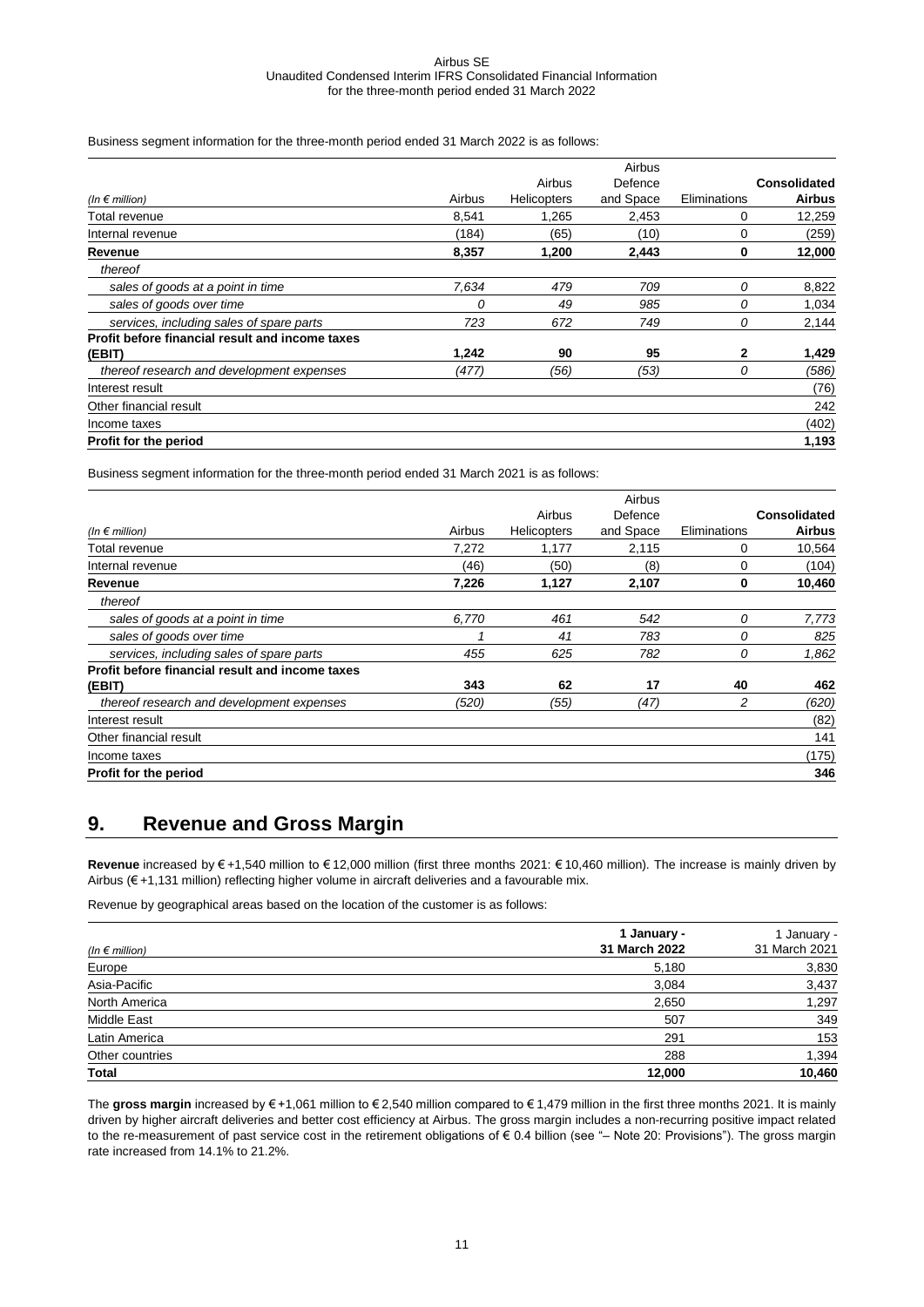Business segment information for the three-month period ended 31 March 2022 is as follows:

| *(In € million)* | Airbus | Airbus Helicopters | Airbus Defence and Space | Eliminations | **Consolidated Airbus** |
|---|---|---|---|---|---|
| Total revenue | 8,541 | 1,265 | 2,453 | 0 | 12,259 |
| Internal revenue | (184) | (65) | (10) | 0 | (259) |
| **Revenue** | **8,357** | **1,200** | **2,443** | **0** | **12,000** |
| *thereof* | | | | | |
| *sales of goods at a point in time* | *7,634* | *479* | *709* | *0* | 8,822 |
| *sales of goods over time* | *0* | *49* | *985* | *0* | 1,034 |
| *services, including sales of spare parts* | *723* | *672* | *749* | *0* | 2,144 |
| **Profit before financial result and income taxes (EBIT)** | **1,242** | **90** | **95** | **2** | **1,429** |
| *thereof research and development expenses* | *(477)* | *(56)* | *(53)* | *0* | *(586)* |
| Interest result | | | | | (76) |
| Other financial result | | | | | 242 |
| Income taxes | | | | | (402) |
| **Profit for the period** | | | | | **1,193** |

Business segment information for the three-month period ended 31 March 2021 is as follows:

| *(In € million)* | Airbus | Airbus Helicopters | Airbus Defence and Space | Eliminations | **Consolidated Airbus** |
|---|---|---|---|---|---|
| Total revenue | 7,272 | 1,177 | 2,115 | 0 | 10,564 |
| Internal revenue | (46) | (50) | (8) | 0 | (104) |
| **Revenue** | **7,226** | **1,127** | **2,107** | **0** | **10,460** |
| *thereof* | | | | | |
| *sales of goods at a point in time* | *6,770* | *461* | *542* | *0* | *7,773* |
| *sales of goods over time* | *1* | *41* | *783* | *0* | *825* |
| *services, including sales of spare parts* | *455* | *625* | *782* | *0* | *1,862* |
| **Profit before financial result and income taxes (EBIT)** | **343** | **62** | **17** | **40** | **462** |
| *thereof research and development expenses* | *(520)* | *(55)* | *(47)* | *2* | *(620)* |
| Interest result | | | | | (82) |
| Other financial result | | | | | 141 |
| Income taxes | | | | | (175) |
| **Profit for the period** | | | | | **346** |

# 9. Revenue and Gross Margin

**Revenue** increased by € +1,540 million to € 12,000 million (first three months 2021: € 10,460 million). The increase is mainly driven by Airbus (€ +1,131 million) reflecting higher volume in aircraft deliveries and a favourable mix.

Revenue by geographical areas based on the location of the customer is as follows:

| *(In € million)* | **1 January - 31 March 2022** | 1 January - 31 March 2021 |
|---|---|---|
| Europe | 5,180 | 3,830 |
| Asia-Pacific | 3,084 | 3,437 |
| North America | 2,650 | 1,297 |
| Middle East | 507 | 349 |
| Latin America | 291 | 153 |
| Other countries | 288 | 1,394 |
| **Total** | **12,000** | **10,460** |

The **gross margin** increased by € +1,061 million to € 2,540 million compared to € 1,479 million in the first three months 2021. It is mainly driven by higher aircraft deliveries and better cost efficiency at Airbus. The gross margin includes a non-recurring positive impact related to the re-measurement of past service cost in the retirement obligations of € 0.4 billion (see "– Note 20: Provisions"). The gross margin rate increased from 14.1% to 21.2%.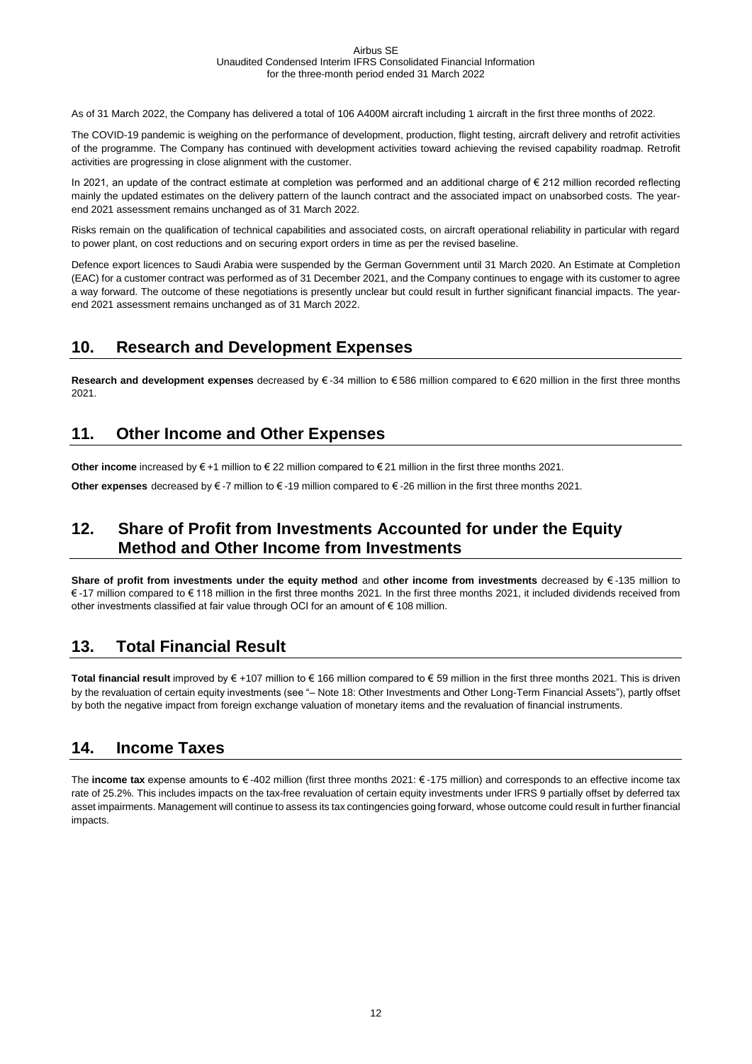As of 31 March 2022, the Company has delivered a total of 106 A400M aircraft including 1 aircraft in the first three months of 2022.

The COVID-19 pandemic is weighing on the performance of development, production, flight testing, aircraft delivery and retrofit activities of the programme. The Company has continued with development activities toward achieving the revised capability roadmap. Retrofit activities are progressing in close alignment with the customer.

In 2021, an update of the contract estimate at completion was performed and an additional charge of € 212 million recorded reflecting mainly the updated estimates on the delivery pattern of the launch contract and the associated impact on unabsorbed costs. The year-end 2021 assessment remains unchanged as of 31 March 2022.

Risks remain on the qualification of technical capabilities and associated costs, on aircraft operational reliability in particular with regard to power plant, on cost reductions and on securing export orders in time as per the revised baseline.

Defence export licences to Saudi Arabia were suspended by the German Government until 31 March 2020. An Estimate at Completion (EAC) for a customer contract was performed as of 31 December 2021, and the Company continues to engage with its customer to agree a way forward. The outcome of these negotiations is presently unclear but could result in further significant financial impacts. The year-end 2021 assessment remains unchanged as of 31 March 2022.

## 10. Research and Development Expenses

**Research and development expenses** decreased by € -34 million to € 586 million compared to € 620 million in the first three months 2021.

## 11. Other Income and Other Expenses

**Other income** increased by € +1 million to € 22 million compared to € 21 million in the first three months 2021.

**Other expenses** decreased by € -7 million to € -19 million compared to € -26 million in the first three months 2021.

## 12. Share of Profit from Investments Accounted for under the Equity Method and Other Income from Investments

**Share of profit from investments under the equity method** and **other income from investments** decreased by € -135 million to € -17 million compared to € 118 million in the first three months 2021. In the first three months 2021, it included dividends received from other investments classified at fair value through OCI for an amount of € 108 million.

## 13. Total Financial Result

**Total financial result** improved by € +107 million to € 166 million compared to € 59 million in the first three months 2021. This is driven by the revaluation of certain equity investments (see "– Note 18: Other Investments and Other Long-Term Financial Assets"), partly offset by both the negative impact from foreign exchange valuation of monetary items and the revaluation of financial instruments.

## 14. Income Taxes

The **income tax** expense amounts to € -402 million (first three months 2021: € -175 million) and corresponds to an effective income tax rate of 25.2%. This includes impacts on the tax-free revaluation of certain equity investments under IFRS 9 partially offset by deferred tax asset impairments. Management will continue to assess its tax contingencies going forward, whose outcome could result in further financial impacts.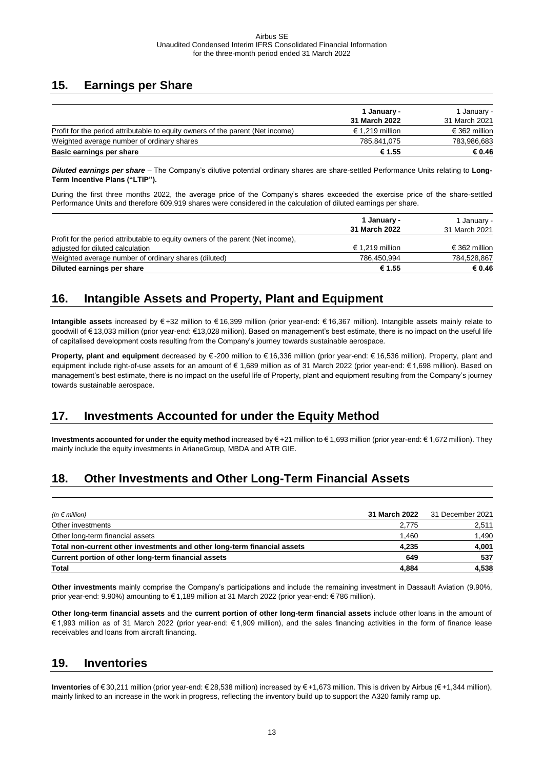## 15. Earnings per Share

| | 1 January - 31 March 2022 | 1 January - 31 March 2021 |
|---|---|---|
| Profit for the period attributable to equity owners of the parent (Net income) | € 1,219 million | € 362 million |
| Weighted average number of ordinary shares | 785,841,075 | 783,986,683 |
| **Basic earnings per share** | **€ 1.55** | **€ 0.46** |

***Diluted earnings per share*** – The Company's dilutive potential ordinary shares are share-settled Performance Units relating to **Long-Term Incentive Plans ("LTIP").**

During the first three months 2022, the average price of the Company's shares exceeded the exercise price of the share-settled Performance Units and therefore 609,919 shares were considered in the calculation of diluted earnings per share.

| | 1 January - 31 March 2022 | 1 January - 31 March 2021 |
|---|---|---|
| Profit for the period attributable to equity owners of the parent (Net income), adjusted for diluted calculation | € 1,219 million | € 362 million |
| Weighted average number of ordinary shares (diluted) | 786,450,994 | 784,528,867 |
| **Diluted earnings per share** | **€ 1.55** | **€ 0.46** |

## 16. Intangible Assets and Property, Plant and Equipment

**Intangible assets** increased by € +32 million to € 16,399 million (prior year-end: € 16,367 million). Intangible assets mainly relate to goodwill of € 13,033 million (prior year-end: €13,028 million). Based on management's best estimate, there is no impact on the useful life of capitalised development costs resulting from the Company's journey towards sustainable aerospace.

**Property, plant and equipment** decreased by € -200 million to € 16,336 million (prior year-end: € 16,536 million). Property, plant and equipment include right-of-use assets for an amount of € 1,689 million as of 31 March 2022 (prior year-end: € 1,698 million). Based on management's best estimate, there is no impact on the useful life of Property, plant and equipment resulting from the Company's journey towards sustainable aerospace.

## 17. Investments Accounted for under the Equity Method

**Investments accounted for under the equity method** increased by € +21 million to € 1,693 million (prior year-end: € 1,672 million). They mainly include the equity investments in ArianeGroup, MBDA and ATR GIE.

## 18. Other Investments and Other Long-Term Financial Assets

| *(In € million)* | 31 March 2022 | 31 December 2021 |
|---|---|---|
| Other investments | 2,775 | 2,511 |
| Other long-term financial assets | 1,460 | 1,490 |
| **Total non-current other investments and other long-term financial assets** | **4,235** | **4,001** |
| **Current portion of other long-term financial assets** | **649** | **537** |
| **Total** | **4,884** | **4,538** |

**Other investments** mainly comprise the Company's participations and include the remaining investment in Dassault Aviation (9.90%, prior year-end: 9.90%) amounting to € 1,189 million at 31 March 2022 (prior year-end: € 786 million).

**Other long-term financial assets** and the **current portion of other long-term financial assets** include other loans in the amount of € 1,993 million as of 31 March 2022 (prior year-end: € 1,909 million), and the sales financing activities in the form of finance lease receivables and loans from aircraft financing.

## 19. Inventories

**Inventories** of € 30,211 million (prior year-end: € 28,538 million) increased by € +1,673 million. This is driven by Airbus (€ +1,344 million), mainly linked to an increase in the work in progress, reflecting the inventory build up to support the A320 family ramp up.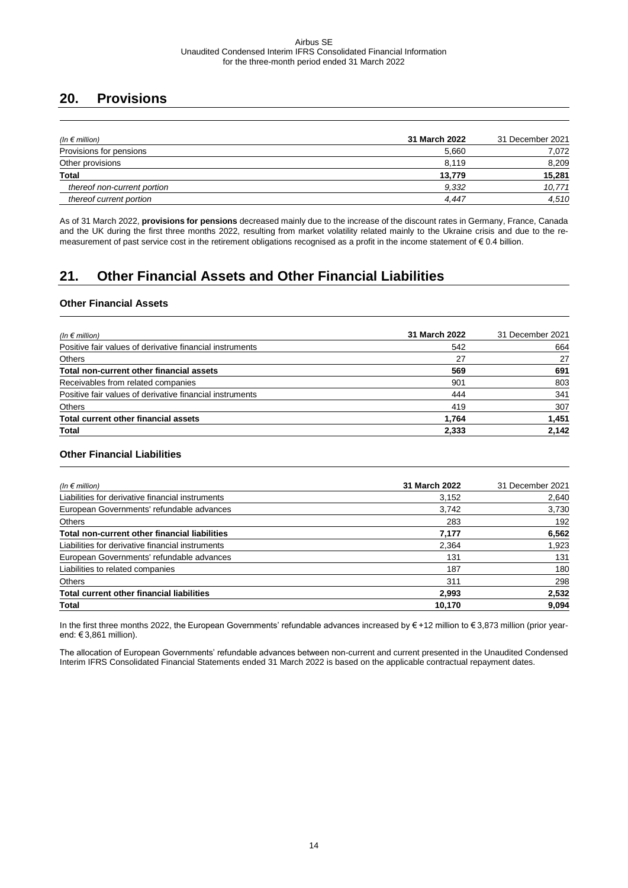## 20. Provisions

| (In € million) | 31 March 2022 | 31 December 2021 |
|---|---|---|
| Provisions for pensions | 5,660 | 7,072 |
| Other provisions | 8,119 | 8,209 |
| **Total** | **13,779** | **15,281** |
| *thereof non-current portion* | *9,332* | *10,771* |
| *thereof current portion* | *4,447* | *4,510* |

As of 31 March 2022, **provisions for pensions** decreased mainly due to the increase of the discount rates in Germany, France, Canada and the UK during the first three months 2022, resulting from market volatility related mainly to the Ukraine crisis and due to the re-measurement of past service cost in the retirement obligations recognised as a profit in the income statement of € 0.4 billion.

## 21. Other Financial Assets and Other Financial Liabilities

### Other Financial Assets

| (In € million) | 31 March 2022 | 31 December 2021 |
|---|---|---|
| Positive fair values of derivative financial instruments | 542 | 664 |
| Others | 27 | 27 |
| **Total non-current other financial assets** | **569** | **691** |
| Receivables from related companies | 901 | 803 |
| Positive fair values of derivative financial instruments | 444 | 341 |
| Others | 419 | 307 |
| **Total current other financial assets** | **1,764** | **1,451** |
| **Total** | **2,333** | **2,142** |

### Other Financial Liabilities

| (In € million) | 31 March 2022 | 31 December 2021 |
|---|---|---|
| Liabilities for derivative financial instruments | 3,152 | 2,640 |
| European Governments' refundable advances | 3,742 | 3,730 |
| Others | 283 | 192 |
| **Total non-current other financial liabilities** | **7,177** | **6,562** |
| Liabilities for derivative financial instruments | 2,364 | 1,923 |
| European Governments' refundable advances | 131 | 131 |
| Liabilities to related companies | 187 | 180 |
| Others | 311 | 298 |
| **Total current other financial liabilities** | **2,993** | **2,532** |
| **Total** | **10,170** | **9,094** |

In the first three months 2022, the European Governments' refundable advances increased by € +12 million to € 3,873 million (prior year-end: € 3,861 million).

The allocation of European Governments' refundable advances between non-current and current presented in the Unaudited Condensed Interim IFRS Consolidated Financial Statements ended 31 March 2022 is based on the applicable contractual repayment dates.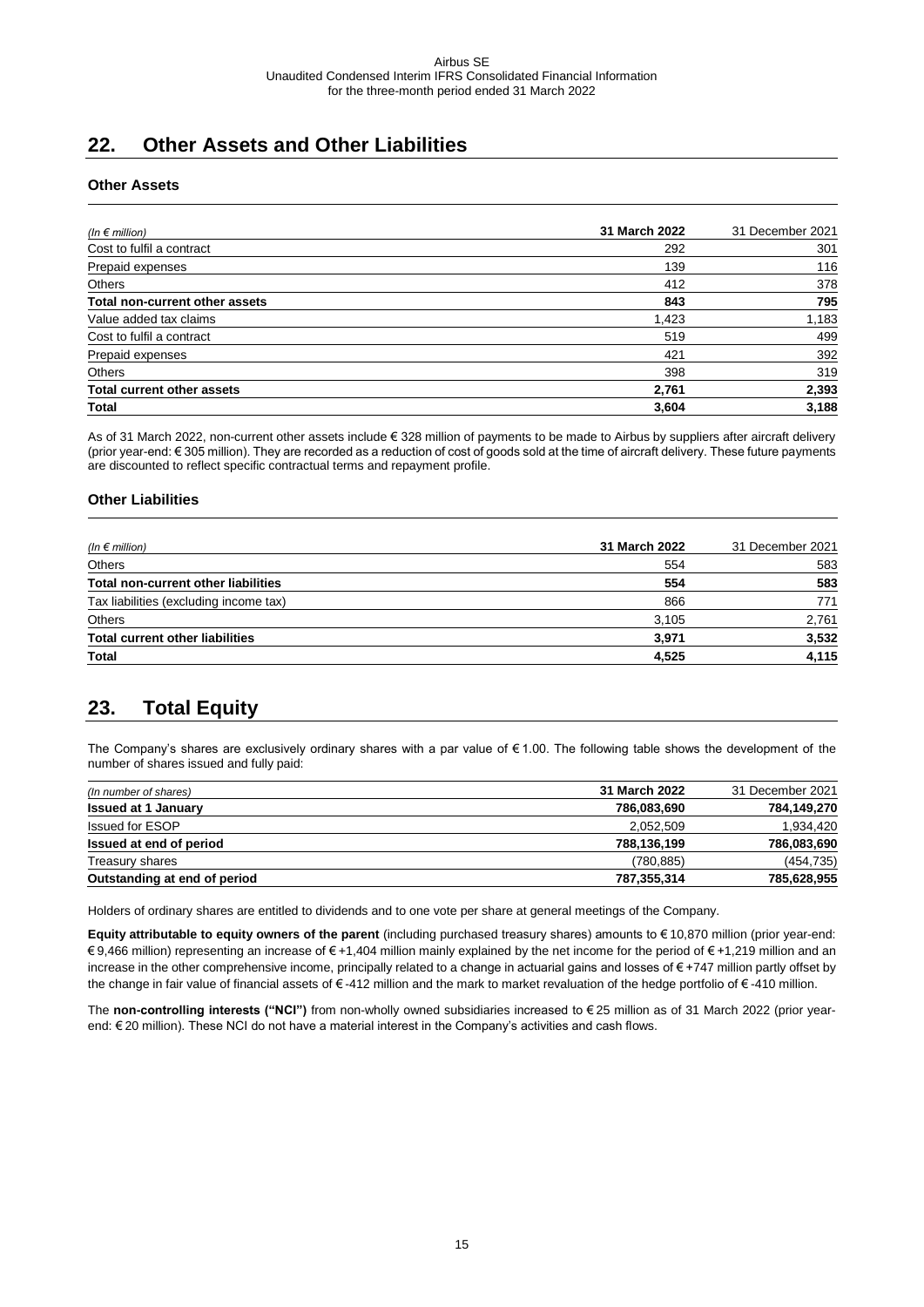## 22. Other Assets and Other Liabilities

### Other Assets

| *(In € million)* | **31 March 2022** | 31 December 2021 |
|---|---|---|
| Cost to fulfil a contract | 292 | 301 |
| Prepaid expenses | 139 | 116 |
| Others | 412 | 378 |
| **Total non-current other assets** | **843** | **795** |
| Value added tax claims | 1,423 | 1,183 |
| Cost to fulfil a contract | 519 | 499 |
| Prepaid expenses | 421 | 392 |
| Others | 398 | 319 |
| **Total current other assets** | **2,761** | **2,393** |
| **Total** | **3,604** | **3,188** |

As of 31 March 2022, non-current other assets include € 328 million of payments to be made to Airbus by suppliers after aircraft delivery (prior year-end: € 305 million). They are recorded as a reduction of cost of goods sold at the time of aircraft delivery. These future payments are discounted to reflect specific contractual terms and repayment profile.

### Other Liabilities

| *(In € million)* | **31 March 2022** | 31 December 2021 |
|---|---|---|
| Others | 554 | 583 |
| **Total non-current other liabilities** | **554** | **583** |
| Tax liabilities (excluding income tax) | 866 | 771 |
| Others | 3,105 | 2,761 |
| **Total current other liabilities** | **3,971** | **3,532** |
| **Total** | **4,525** | **4,115** |

## 23. Total Equity

The Company's shares are exclusively ordinary shares with a par value of € 1.00. The following table shows the development of the number of shares issued and fully paid:

| *(In number of shares)* | **31 March 2022** | 31 December 2021 |
|---|---|---|
| **Issued at 1 January** | **786,083,690** | **784,149,270** |
| Issued for ESOP | 2,052,509 | 1,934,420 |
| **Issued at end of period** | **788,136,199** | **786,083,690** |
| Treasury shares | (780,885) | (454,735) |
| **Outstanding at end of period** | **787,355,314** | **785,628,955** |

Holders of ordinary shares are entitled to dividends and to one vote per share at general meetings of the Company.

**Equity attributable to equity owners of the parent** (including purchased treasury shares) amounts to € 10,870 million (prior year-end: € 9,466 million) representing an increase of € +1,404 million mainly explained by the net income for the period of € +1,219 million and an increase in the other comprehensive income, principally related to a change in actuarial gains and losses of € +747 million partly offset by the change in fair value of financial assets of € -412 million and the mark to market revaluation of the hedge portfolio of € -410 million.

The **non-controlling interests ("NCI")** from non-wholly owned subsidiaries increased to € 25 million as of 31 March 2022 (prior year-end: € 20 million). These NCI do not have a material interest in the Company's activities and cash flows.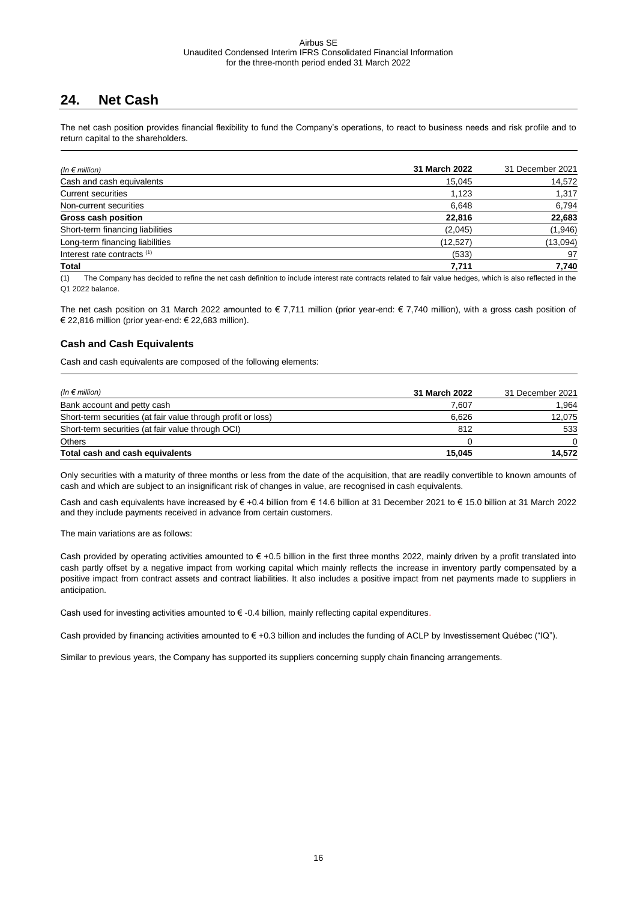## 24. Net Cash

The net cash position provides financial flexibility to fund the Company's operations, to react to business needs and risk profile and to return capital to the shareholders.

| *(In € million)* | **31 March 2022** | 31 December 2021 |
|---|---|---|
| Cash and cash equivalents | 15,045 | 14,572 |
| Current securities | 1,123 | 1,317 |
| Non-current securities | 6,648 | 6,794 |
| **Gross cash position** | **22,816** | **22,683** |
| Short-term financing liabilities | (2,045) | (1,946) |
| Long-term financing liabilities | (12,527) | (13,094) |
| Interest rate contracts [(1)] | (533) | 97 |
| **Total** | **7,711** | **7,740** |

(1) The Company has decided to refine the net cash definition to include interest rate contracts related to fair value hedges, which is also reflected in the Q1 2022 balance.

The net cash position on 31 March 2022 amounted to € 7,711 million (prior year-end: € 7,740 million), with a gross cash position of € 22,816 million (prior year-end: € 22,683 million).

### Cash and Cash Equivalents

Cash and cash equivalents are composed of the following elements:

| *(In € million)* | **31 March 2022** | 31 December 2021 |
|---|---|---|
| Bank account and petty cash | 7,607 | 1,964 |
| Short-term securities (at fair value through profit or loss) | 6,626 | 12,075 |
| Short-term securities (at fair value through OCI) | 812 | 533 |
| Others | 0 | 0 |
| **Total cash and cash equivalents** | **15,045** | **14,572** |

Only securities with a maturity of three months or less from the date of the acquisition, that are readily convertible to known amounts of cash and which are subject to an insignificant risk of changes in value, are recognised in cash equivalents.

Cash and cash equivalents have increased by € +0.4 billion from € 14.6 billion at 31 December 2021 to € 15.0 billion at 31 March 2022 and they include payments received in advance from certain customers.

The main variations are as follows:

Cash provided by operating activities amounted to € +0.5 billion in the first three months 2022, mainly driven by a profit translated into cash partly offset by a negative impact from working capital which mainly reflects the increase in inventory partly compensated by a positive impact from contract assets and contract liabilities. It also includes a positive impact from net payments made to suppliers in anticipation.

Cash used for investing activities amounted to € -0.4 billion, mainly reflecting capital expenditures.

Cash provided by financing activities amounted to € +0.3 billion and includes the funding of ACLP by Investissement Québec ("IQ").

Similar to previous years, the Company has supported its suppliers concerning supply chain financing arrangements.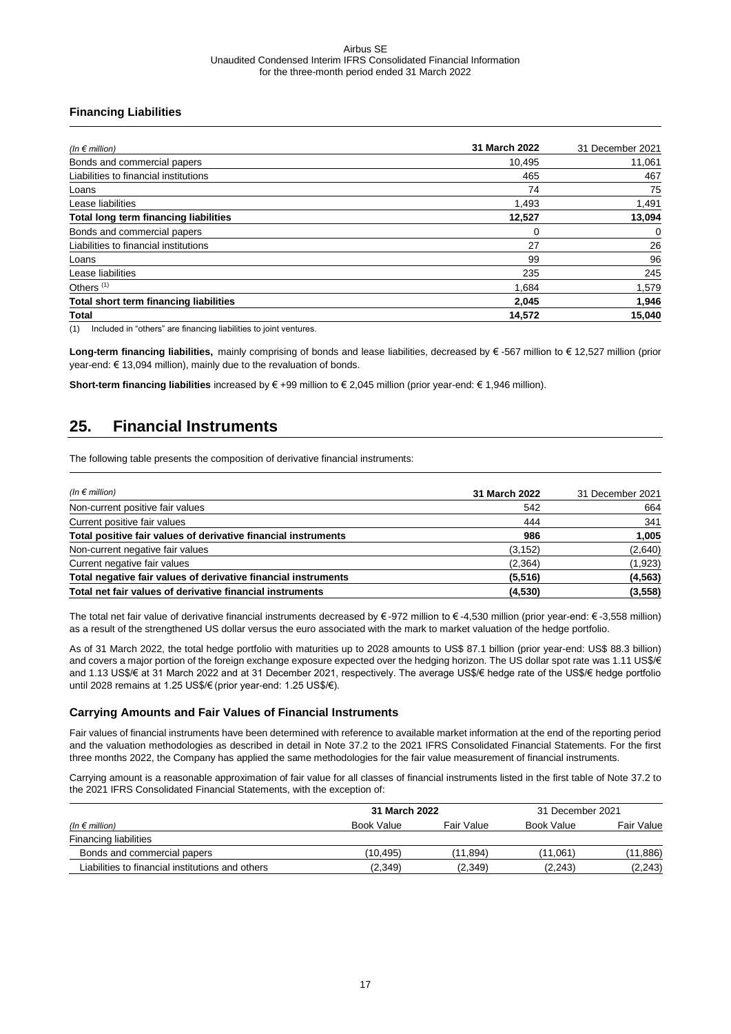### Financing Liabilities

| *(In € million)* | **31 March 2022** | 31 December 2021 |
|---|---|---|
| Bonds and commercial papers | 10,495 | 11,061 |
| Liabilities to financial institutions | 465 | 467 |
| Loans | 74 | 75 |
| Lease liabilities | 1,493 | 1,491 |
| **Total long term financing liabilities** | **12,527** | **13,094** |
| Bonds and commercial papers | 0 | 0 |
| Liabilities to financial institutions | 27 | 26 |
| Loans | 99 | 96 |
| Lease liabilities | 235 | 245 |
| Others [(1)] | 1,684 | 1,579 |
| **Total short term financing liabilities** | **2,045** | **1,946** |
| **Total** | **14,572** | **15,040** |

(1) Included in "others" are financing liabilities to joint ventures.

**Long-term financing liabilities,** mainly comprising of bonds and lease liabilities, decreased by € -567 million to € 12,527 million (prior year-end: € 13,094 million), mainly due to the revaluation of bonds.

**Short-term financing liabilities** increased by € +99 million to € 2,045 million (prior year-end: € 1,946 million).

## 25. Financial Instruments

The following table presents the composition of derivative financial instruments:

| *(In € million)* | **31 March 2022** | 31 December 2021 |
|---|---|---|
| Non-current positive fair values | 542 | 664 |
| Current positive fair values | 444 | 341 |
| **Total positive fair values of derivative financial instruments** | **986** | **1,005** |
| Non-current negative fair values | (3,152) | (2,640) |
| Current negative fair values | (2,364) | (1,923) |
| **Total negative fair values of derivative financial instruments** | **(5,516)** | **(4,563)** |
| **Total net fair values of derivative financial instruments** | **(4,530)** | **(3,558)** |

The total net fair value of derivative financial instruments decreased by € -972 million to € -4,530 million (prior year-end: € -3,558 million) as a result of the strengthened US dollar versus the euro associated with the mark to market valuation of the hedge portfolio.

As of 31 March 2022, the total hedge portfolio with maturities up to 2028 amounts to US$ 87.1 billion (prior year-end: US$ 88.3 billion) and covers a major portion of the foreign exchange exposure expected over the hedging horizon. The US dollar spot rate was 1.11 US$/€ and 1.13 US$/€ at 31 March 2022 and at 31 December 2021, respectively. The average US$/€ hedge rate of the US$/€ hedge portfolio until 2028 remains at 1.25 US$/€ (prior year-end: 1.25 US$/€).

### Carrying Amounts and Fair Values of Financial Instruments

Fair values of financial instruments have been determined with reference to available market information at the end of the reporting period and the valuation methodologies as described in detail in Note 37.2 to the 2021 IFRS Consolidated Financial Statements. For the first three months 2022, the Company has applied the same methodologies for the fair value measurement of financial instruments.

Carrying amount is a reasonable approximation of fair value for all classes of financial instruments listed in the first table of Note 37.2 to the 2021 IFRS Consolidated Financial Statements, with the exception of:

| | **31 March 2022** | | 31 December 2021 | |
|---|---|---|---|---|
| *(In € million)* | Book Value | Fair Value | Book Value | Fair Value |
| Financing liabilities | | | | |
| Bonds and commercial papers | (10,495) | (11,894) | (11,061) | (11,886) |
| Liabilities to financial institutions and others | (2,349) | (2,349) | (2,243) | (2,243) |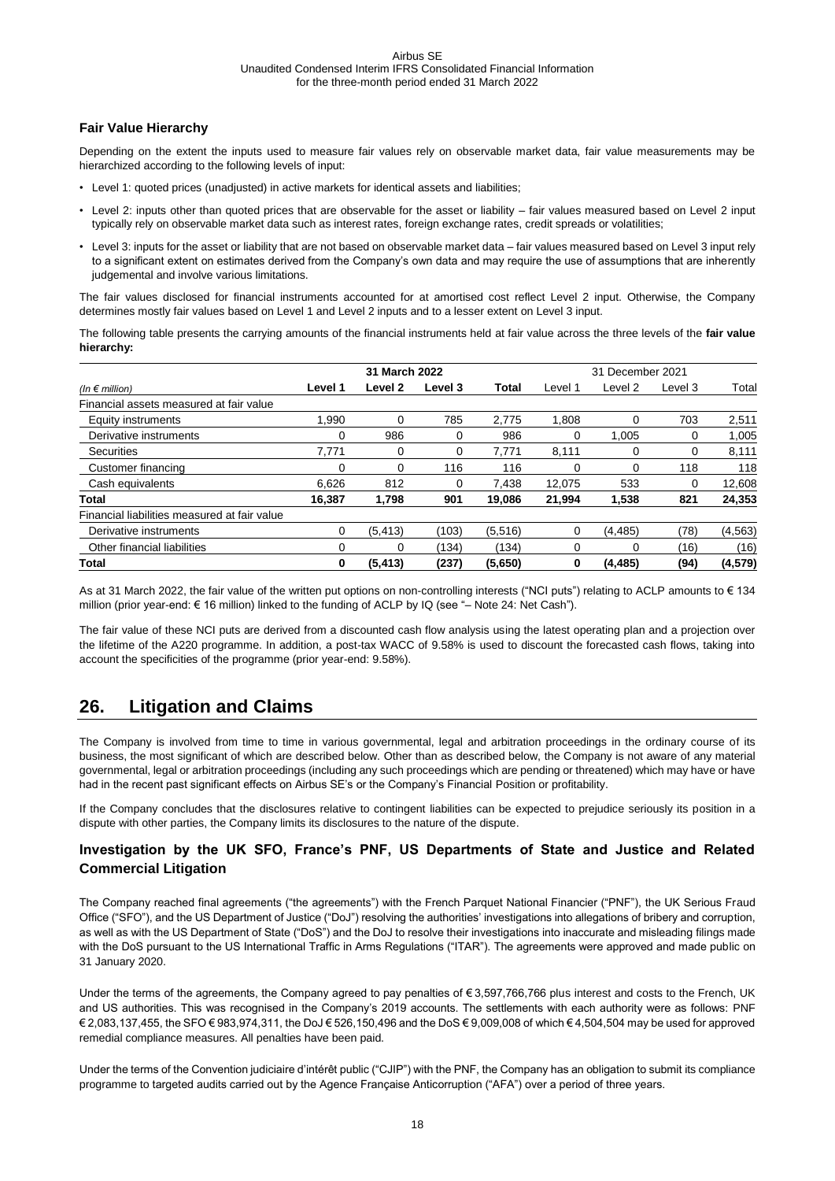### Fair Value Hierarchy

Depending on the extent the inputs used to measure fair values rely on observable market data, fair value measurements may be hierarchized according to the following levels of input:

- Level 1: quoted prices (unadjusted) in active markets for identical assets and liabilities;
- Level 2: inputs other than quoted prices that are observable for the asset or liability – fair values measured based on Level 2 input typically rely on observable market data such as interest rates, foreign exchange rates, credit spreads or volatilities;
- Level 3: inputs for the asset or liability that are not based on observable market data – fair values measured based on Level 3 input rely to a significant extent on estimates derived from the Company's own data and may require the use of assumptions that are inherently judgemental and involve various limitations.

The fair values disclosed for financial instruments accounted for at amortised cost reflect Level 2 input. Otherwise, the Company determines mostly fair values based on Level 1 and Level 2 inputs and to a lesser extent on Level 3 input.

The following table presents the carrying amounts of the financial instruments held at fair value across the three levels of the **fair value hierarchy:**

| | 31 March 2022 | | | | 31 December 2021 | | | |
|---|---|---|---|---|---|---|---|---|
| *(In € million)* | **Level 1** | **Level 2** | **Level 3** | **Total** | Level 1 | Level 2 | Level 3 | Total |
| Financial assets measured at fair value | | | | | | | | |
| Equity instruments | 1,990 | 0 | 785 | 2,775 | 1,808 | 0 | 703 | 2,511 |
| Derivative instruments | 0 | 986 | 0 | 986 | 0 | 1,005 | 0 | 1,005 |
| Securities | 7,771 | 0 | 0 | 7,771 | 8,111 | 0 | 0 | 8,111 |
| Customer financing | 0 | 0 | 116 | 116 | 0 | 0 | 118 | 118 |
| Cash equivalents | 6,626 | 812 | 0 | 7,438 | 12,075 | 533 | 0 | 12,608 |
| **Total** | **16,387** | **1,798** | **901** | **19,086** | **21,994** | **1,538** | **821** | **24,353** |
| Financial liabilities measured at fair value | | | | | | | | |
| Derivative instruments | 0 | (5,413) | (103) | (5,516) | 0 | (4,485) | (78) | (4,563) |
| Other financial liabilities | 0 | 0 | (134) | (134) | 0 | 0 | (16) | (16) |
| **Total** | **0** | **(5,413)** | **(237)** | **(5,650)** | **0** | **(4,485)** | **(94)** | **(4,579)** |

As at 31 March 2022, the fair value of the written put options on non-controlling interests ("NCI puts") relating to ACLP amounts to € 134 million (prior year-end: € 16 million) linked to the funding of ACLP by IQ (see "– Note 24: Net Cash").

The fair value of these NCI puts are derived from a discounted cash flow analysis using the latest operating plan and a projection over the lifetime of the A220 programme. In addition, a post-tax WACC of 9.58% is used to discount the forecasted cash flows, taking into account the specificities of the programme (prior year-end: 9.58%).

## 26. Litigation and Claims

The Company is involved from time to time in various governmental, legal and arbitration proceedings in the ordinary course of its business, the most significant of which are described below. Other than as described below, the Company is not aware of any material governmental, legal or arbitration proceedings (including any such proceedings which are pending or threatened) which may have or have had in the recent past significant effects on Airbus SE's or the Company's Financial Position or profitability.

If the Company concludes that the disclosures relative to contingent liabilities can be expected to prejudice seriously its position in a dispute with other parties, the Company limits its disclosures to the nature of the dispute.

### Investigation by the UK SFO, France's PNF, US Departments of State and Justice and Related Commercial Litigation

The Company reached final agreements ("the agreements") with the French Parquet National Financier ("PNF"), the UK Serious Fraud Office ("SFO"), and the US Department of Justice ("DoJ") resolving the authorities' investigations into allegations of bribery and corruption, as well as with the US Department of State ("DoS") and the DoJ to resolve their investigations into inaccurate and misleading filings made with the DoS pursuant to the US International Traffic in Arms Regulations ("ITAR"). The agreements were approved and made public on 31 January 2020.

Under the terms of the agreements, the Company agreed to pay penalties of € 3,597,766,766 plus interest and costs to the French, UK and US authorities. This was recognised in the Company's 2019 accounts. The settlements with each authority were as follows: PNF € 2,083,137,455, the SFO € 983,974,311, the DoJ € 526,150,496 and the DoS € 9,009,008 of which € 4,504,504 may be used for approved remedial compliance measures. All penalties have been paid.

Under the terms of the Convention judiciaire d'intérêt public ("CJIP") with the PNF, the Company has an obligation to submit its compliance programme to targeted audits carried out by the Agence Française Anticorruption ("AFA") over a period of three years.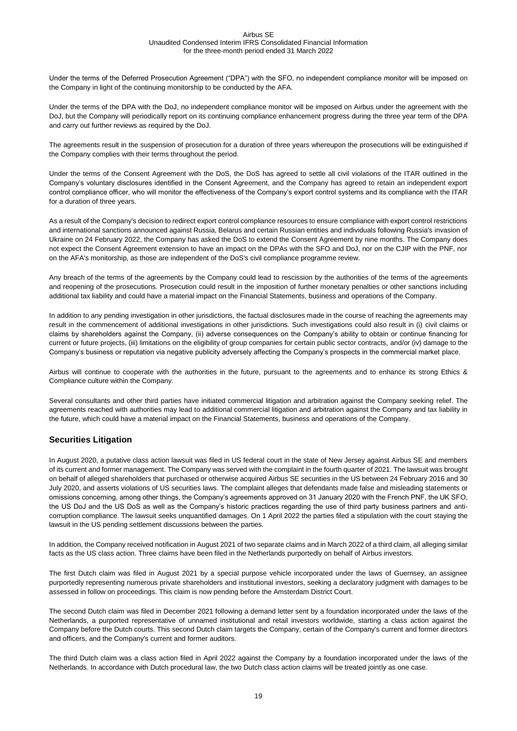Under the terms of the Deferred Prosecution Agreement ("DPA") with the SFO, no independent compliance monitor will be imposed on the Company in light of the continuing monitorship to be conducted by the AFA.

Under the terms of the DPA with the DoJ, no independent compliance monitor will be imposed on Airbus under the agreement with the DoJ, but the Company will periodically report on its continuing compliance enhancement progress during the three year term of the DPA and carry out further reviews as required by the DoJ.

The agreements result in the suspension of prosecution for a duration of three years whereupon the prosecutions will be extinguished if the Company complies with their terms throughout the period.

Under the terms of the Consent Agreement with the DoS, the DoS has agreed to settle all civil violations of the ITAR outlined in the Company's voluntary disclosures identified in the Consent Agreement, and the Company has agreed to retain an independent export control compliance officer, who will monitor the effectiveness of the Company's export control systems and its compliance with the ITAR for a duration of three years.

As a result of the Company's decision to redirect export control compliance resources to ensure compliance with export control restrictions and international sanctions announced against Russia, Belarus and certain Russian entities and individuals following Russia's invasion of Ukraine on 24 February 2022, the Company has asked the DoS to extend the Consent Agreement by nine months. The Company does not expect the Consent Agreement extension to have an impact on the DPAs with the SFO and DoJ, nor on the CJIP with the PNF, nor on the AFA's monitorship, as those are independent of the DoS's civil compliance programme review.

Any breach of the terms of the agreements by the Company could lead to rescission by the authorities of the terms of the agreements and reopening of the prosecutions. Prosecution could result in the imposition of further monetary penalties or other sanctions including additional tax liability and could have a material impact on the Financial Statements, business and operations of the Company.

In addition to any pending investigation in other jurisdictions, the factual disclosures made in the course of reaching the agreements may result in the commencement of additional investigations in other jurisdictions. Such investigations could also result in (i) civil claims or claims by shareholders against the Company, (ii) adverse consequences on the Company's ability to obtain or continue financing for current or future projects, (iii) limitations on the eligibility of group companies for certain public sector contracts, and/or (iv) damage to the Company's business or reputation via negative publicity adversely affecting the Company's prospects in the commercial market place.

Airbus will continue to cooperate with the authorities in the future, pursuant to the agreements and to enhance its strong Ethics & Compliance culture within the Company.

Several consultants and other third parties have initiated commercial litigation and arbitration against the Company seeking relief. The agreements reached with authorities may lead to additional commercial litigation and arbitration against the Company and tax liability in the future, which could have a material impact on the Financial Statements, business and operations of the Company.

## Securities Litigation

In August 2020, a putative class action lawsuit was filed in US federal court in the state of New Jersey against Airbus SE and members of its current and former management. The Company was served with the complaint in the fourth quarter of 2021. The lawsuit was brought on behalf of alleged shareholders that purchased or otherwise acquired Airbus SE securities in the US between 24 February 2016 and 30 July 2020, and asserts violations of US securities laws. The complaint alleges that defendants made false and misleading statements or omissions concerning, among other things, the Company's agreements approved on 31 January 2020 with the French PNF, the UK SFO, the US DoJ and the US DoS as well as the Company's historic practices regarding the use of third party business partners and anti-corruption compliance. The lawsuit seeks unquantified damages. On 1 April 2022 the parties filed a stipulation with the court staying the lawsuit in the US pending settlement discussions between the parties.

In addition, the Company received notification in August 2021 of two separate claims and in March 2022 of a third claim, all alleging similar facts as the US class action. Three claims have been filed in the Netherlands purportedly on behalf of Airbus investors.

The first Dutch claim was filed in August 2021 by a special purpose vehicle incorporated under the laws of Guernsey, an assignee purportedly representing numerous private shareholders and institutional investors, seeking a declaratory judgment with damages to be assessed in follow on proceedings. This claim is now pending before the Amsterdam District Court.

The second Dutch claim was filed in December 2021 following a demand letter sent by a foundation incorporated under the laws of the Netherlands, a purported representative of unnamed institutional and retail investors worldwide, starting a class action against the Company before the Dutch courts. This second Dutch claim targets the Company, certain of the Company's current and former directors and officers, and the Company's current and former auditors.

The third Dutch claim was a class action filed in April 2022 against the Company by a foundation incorporated under the laws of the Netherlands. In accordance with Dutch procedural law, the two Dutch class action claims will be treated jointly as one case.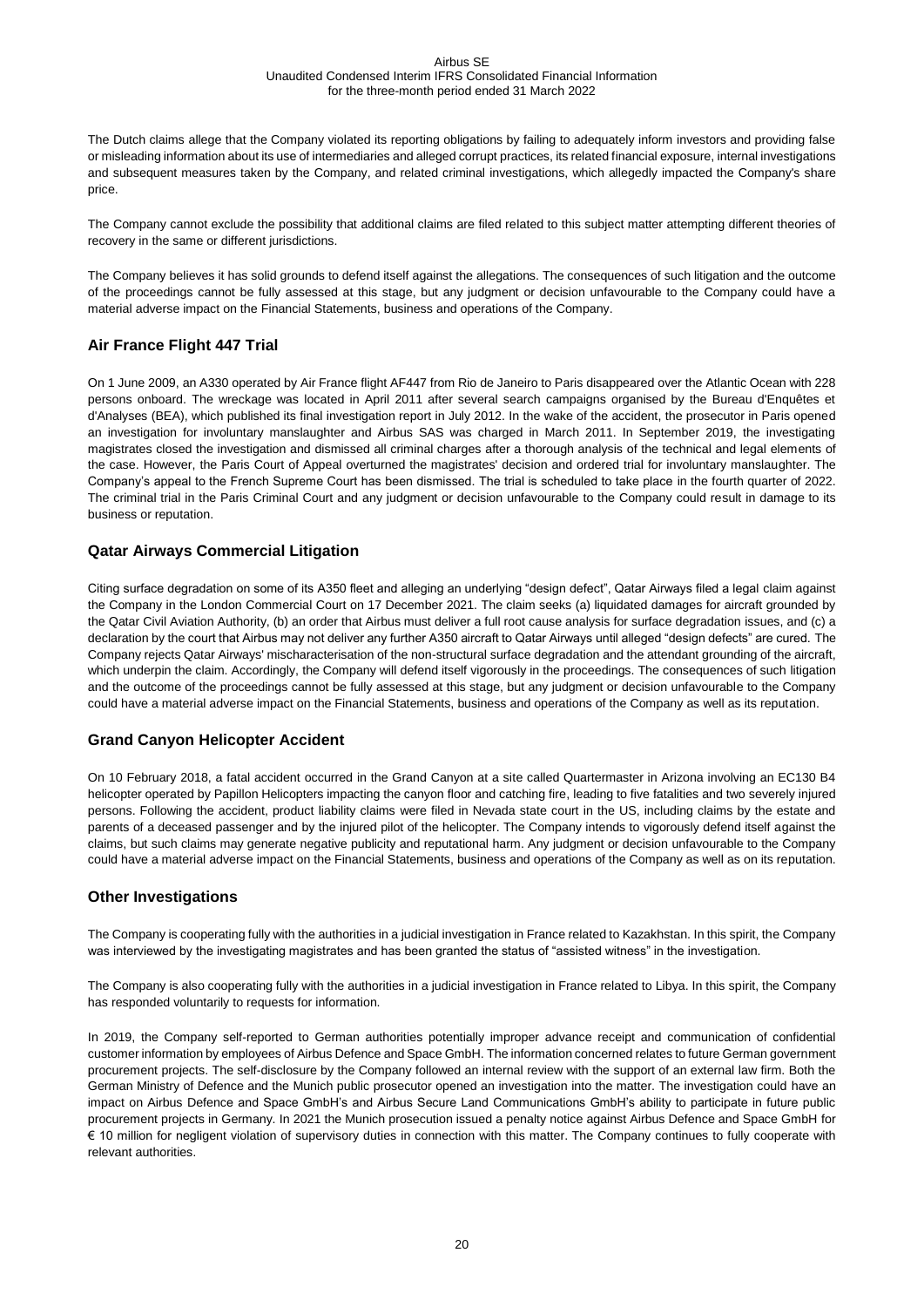The Dutch claims allege that the Company violated its reporting obligations by failing to adequately inform investors and providing false or misleading information about its use of intermediaries and alleged corrupt practices, its related financial exposure, internal investigations and subsequent measures taken by the Company, and related criminal investigations, which allegedly impacted the Company's share price.

The Company cannot exclude the possibility that additional claims are filed related to this subject matter attempting different theories of recovery in the same or different jurisdictions.

The Company believes it has solid grounds to defend itself against the allegations. The consequences of such litigation and the outcome of the proceedings cannot be fully assessed at this stage, but any judgment or decision unfavourable to the Company could have a material adverse impact on the Financial Statements, business and operations of the Company.

## Air France Flight 447 Trial

On 1 June 2009, an A330 operated by Air France flight AF447 from Rio de Janeiro to Paris disappeared over the Atlantic Ocean with 228 persons onboard. The wreckage was located in April 2011 after several search campaigns organised by the Bureau d'Enquêtes et d'Analyses (BEA), which published its final investigation report in July 2012. In the wake of the accident, the prosecutor in Paris opened an investigation for involuntary manslaughter and Airbus SAS was charged in March 2011. In September 2019, the investigating magistrates closed the investigation and dismissed all criminal charges after a thorough analysis of the technical and legal elements of the case. However, the Paris Court of Appeal overturned the magistrates' decision and ordered trial for involuntary manslaughter. The Company's appeal to the French Supreme Court has been dismissed. The trial is scheduled to take place in the fourth quarter of 2022. The criminal trial in the Paris Criminal Court and any judgment or decision unfavourable to the Company could result in damage to its business or reputation.

## Qatar Airways Commercial Litigation

Citing surface degradation on some of its A350 fleet and alleging an underlying "design defect", Qatar Airways filed a legal claim against the Company in the London Commercial Court on 17 December 2021. The claim seeks (a) liquidated damages for aircraft grounded by the Qatar Civil Aviation Authority, (b) an order that Airbus must deliver a full root cause analysis for surface degradation issues, and (c) a declaration by the court that Airbus may not deliver any further A350 aircraft to Qatar Airways until alleged "design defects" are cured. The Company rejects Qatar Airways' mischaracterisation of the non-structural surface degradation and the attendant grounding of the aircraft, which underpin the claim. Accordingly, the Company will defend itself vigorously in the proceedings. The consequences of such litigation and the outcome of the proceedings cannot be fully assessed at this stage, but any judgment or decision unfavourable to the Company could have a material adverse impact on the Financial Statements, business and operations of the Company as well as its reputation.

## Grand Canyon Helicopter Accident

On 10 February 2018, a fatal accident occurred in the Grand Canyon at a site called Quartermaster in Arizona involving an EC130 B4 helicopter operated by Papillon Helicopters impacting the canyon floor and catching fire, leading to five fatalities and two severely injured persons. Following the accident, product liability claims were filed in Nevada state court in the US, including claims by the estate and parents of a deceased passenger and by the injured pilot of the helicopter. The Company intends to vigorously defend itself against the claims, but such claims may generate negative publicity and reputational harm. Any judgment or decision unfavourable to the Company could have a material adverse impact on the Financial Statements, business and operations of the Company as well as on its reputation.

## Other Investigations

The Company is cooperating fully with the authorities in a judicial investigation in France related to Kazakhstan. In this spirit, the Company was interviewed by the investigating magistrates and has been granted the status of "assisted witness" in the investigation.

The Company is also cooperating fully with the authorities in a judicial investigation in France related to Libya. In this spirit, the Company has responded voluntarily to requests for information.

In 2019, the Company self-reported to German authorities potentially improper advance receipt and communication of confidential customer information by employees of Airbus Defence and Space GmbH. The information concerned relates to future German government procurement projects. The self-disclosure by the Company followed an internal review with the support of an external law firm. Both the German Ministry of Defence and the Munich public prosecutor opened an investigation into the matter. The investigation could have an impact on Airbus Defence and Space GmbH's and Airbus Secure Land Communications GmbH's ability to participate in future public procurement projects in Germany. In 2021 the Munich prosecution issued a penalty notice against Airbus Defence and Space GmbH for € 10 million for negligent violation of supervisory duties in connection with this matter. The Company continues to fully cooperate with relevant authorities.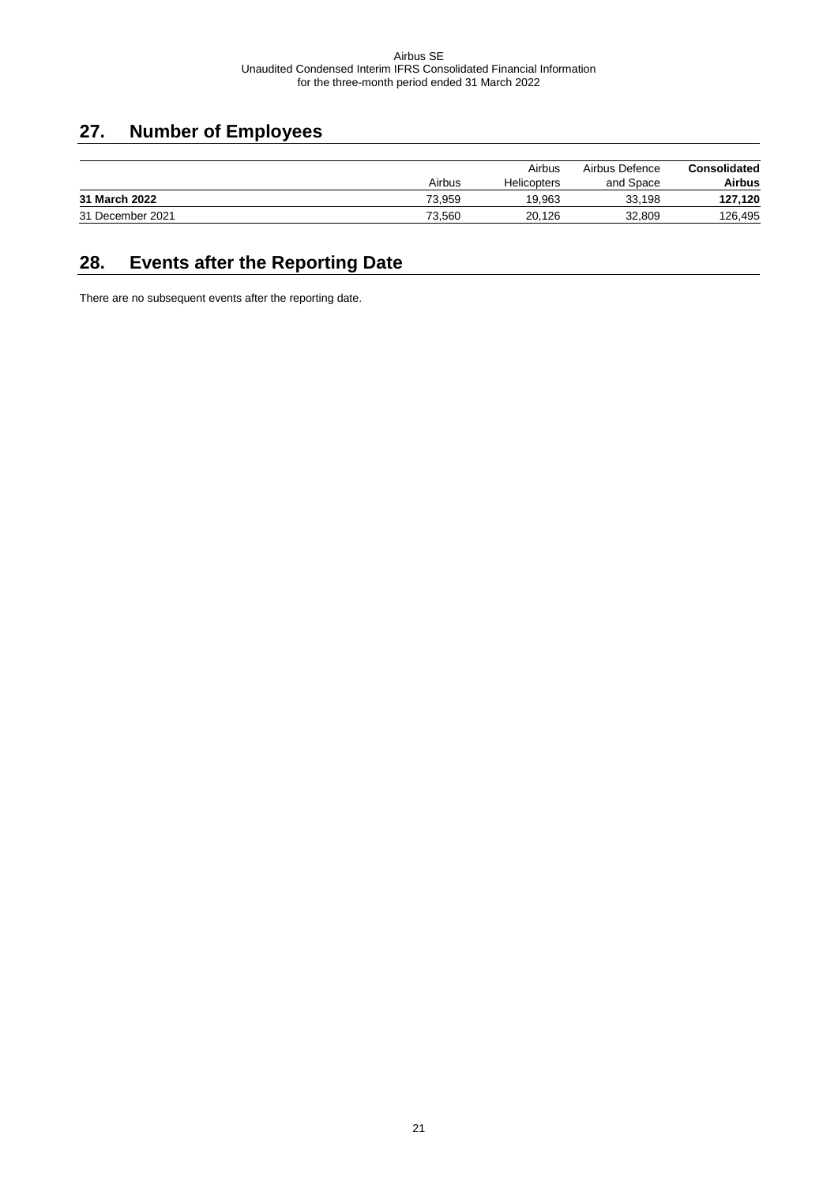## 27. Number of Employees

| | Airbus | Airbus Helicopters | Airbus Defence and Space | **Consolidated Airbus** |
|---|---|---|---|---|
| **31 March 2022** | 73,959 | 19,963 | 33,198 | **127,120** |
| 31 December 2021 | 73,560 | 20,126 | 32,809 | 126,495 |

## 28. Events after the Reporting Date

There are no subsequent events after the reporting date.